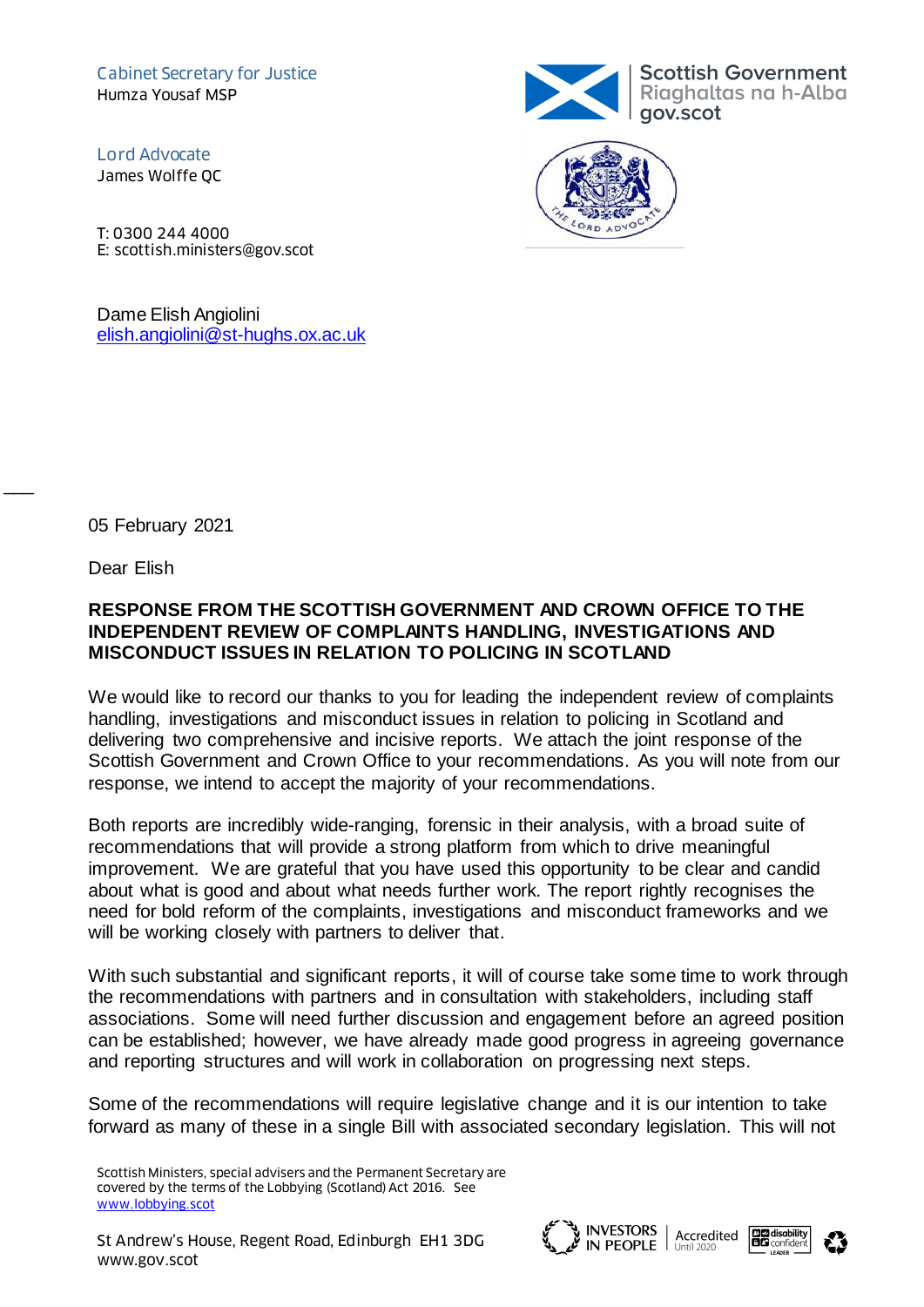Cabinet Secretary for Justice
Humza Yousaf MSP

Lord Advocate
James Wolffe QC

T: 0300 244 4000
E: scottish.ministers@gov.scot

Scottish Government
Riaghaltas na h-Alba
gov.scot

Dame Elish Angiolini
elish.angiolini@st-hughs.ox.ac.uk

05 February 2021

Dear Elish

**RESPONSE FROM THE SCOTTISH GOVERNMENT AND CROWN OFFICE TO THE INDEPENDENT REVIEW OF COMPLAINTS HANDLING, INVESTIGATIONS AND MISCONDUCT ISSUES IN RELATION TO POLICING IN SCOTLAND**

We would like to record our thanks to you for leading the independent review of complaints handling, investigations and misconduct issues in relation to policing in Scotland and delivering two comprehensive and incisive reports. We attach the joint response of the Scottish Government and Crown Office to your recommendations. As you will note from our response, we intend to accept the majority of your recommendations.

Both reports are incredibly wide-ranging, forensic in their analysis, with a broad suite of recommendations that will provide a strong platform from which to drive meaningful improvement. We are grateful that you have used this opportunity to be clear and candid about what is good and about what needs further work. The report rightly recognises the need for bold reform of the complaints, investigations and misconduct frameworks and we will be working closely with partners to deliver that.

With such substantial and significant reports, it will of course take some time to work through the recommendations with partners and in consultation with stakeholders, including staff associations. Some will need further discussion and engagement before an agreed position can be established; however, we have already made good progress in agreeing governance and reporting structures and will work in collaboration on progressing next steps.

Some of the recommendations will require legislative change and it is our intention to take forward as many of these in a single Bill with associated secondary legislation. This will not

Scottish Ministers, special advisers and the Permanent Secretary are covered by the terms of the Lobbying (Scotland) Act 2016. See www.lobbying.scot

St Andrew's House, Regent Road, Edinburgh EH1 3DG
www.gov.scot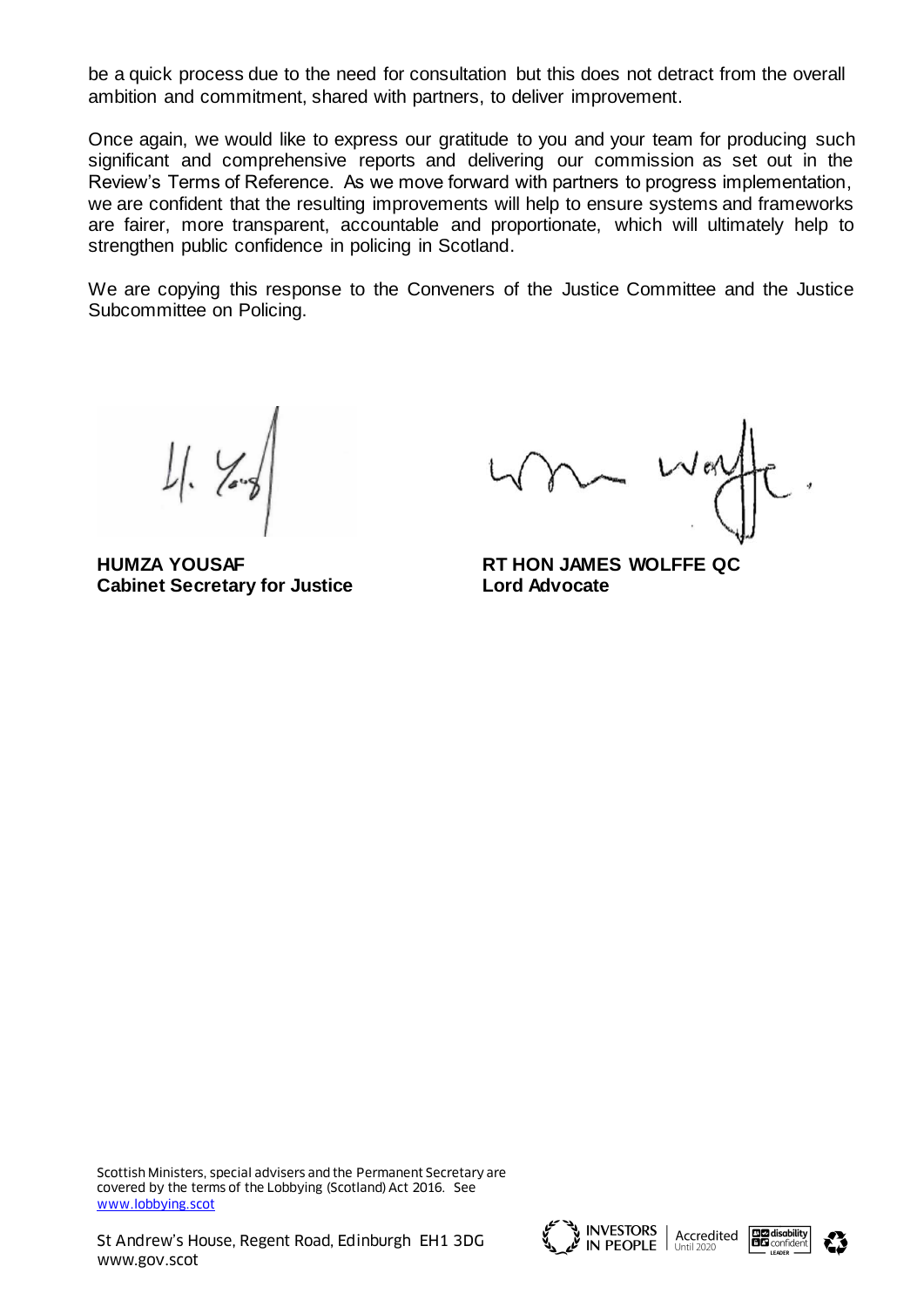be a quick process due to the need for consultation but this does not detract from the overall ambition and commitment, shared with partners, to deliver improvement.

Once again, we would like to express our gratitude to you and your team for producing such significant and comprehensive reports and delivering our commission as set out in the Review's Terms of Reference. As we move forward with partners to progress implementation, we are confident that the resulting improvements will help to ensure systems and frameworks are fairer, more transparent, accountable and proportionate, which will ultimately help to strengthen public confidence in policing in Scotland.

We are copying this response to the Conveners of the Justice Committee and the Justice Subcommittee on Policing.

**HUMZA YOUSAF**
**Cabinet Secretary for Justice**

**RT HON JAMES WOLFFE QC**
**Lord Advocate**

Scottish Ministers, special advisers and the Permanent Secretary are covered by the terms of the Lobbying (Scotland) Act 2016. See www.lobbying.scot

St Andrew's House, Regent Road, Edinburgh EH1 3DG
www.gov.scot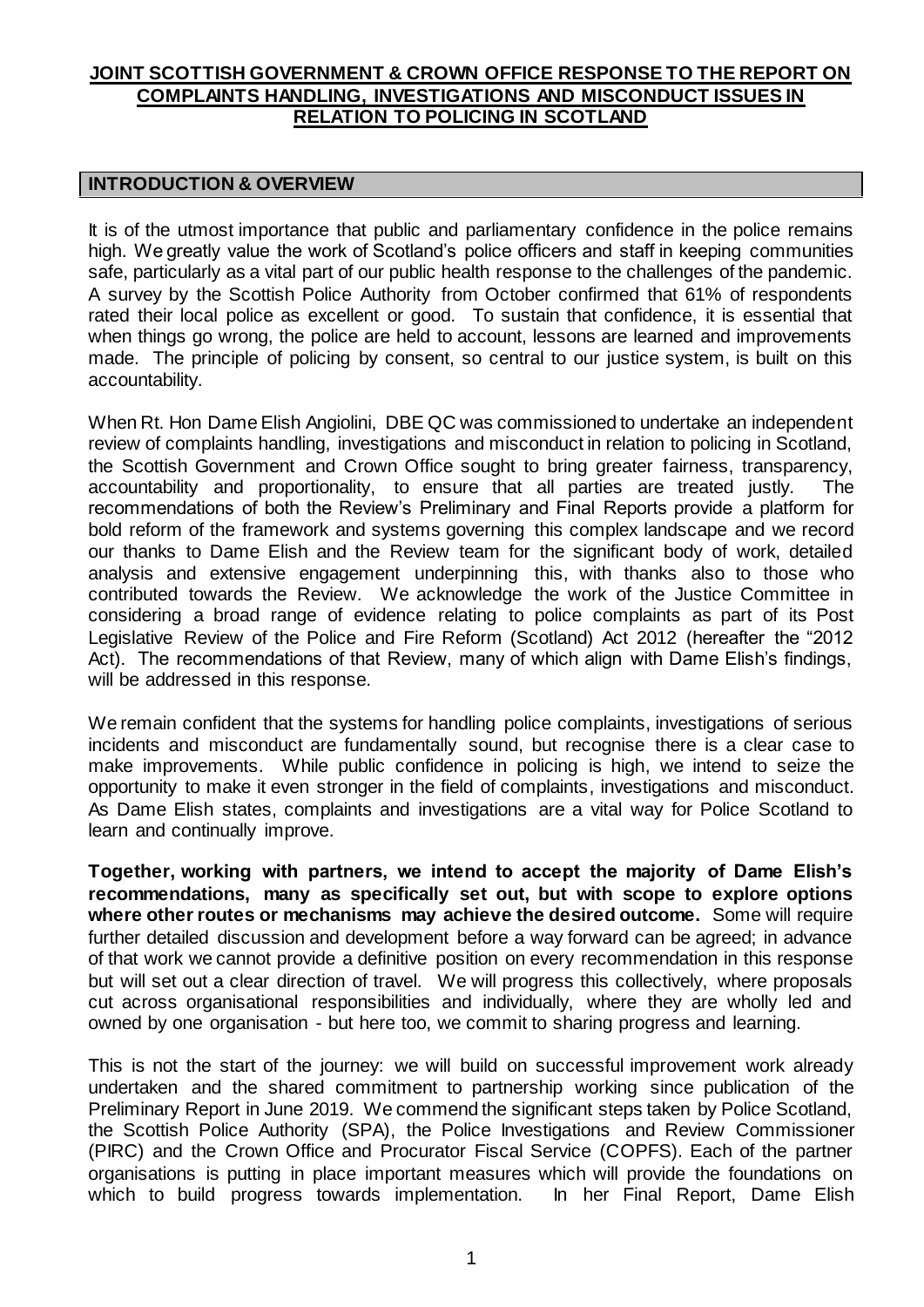# JOINT SCOTTISH GOVERNMENT & CROWN OFFICE RESPONSE TO THE REPORT ON COMPLAINTS HANDLING, INVESTIGATIONS AND MISCONDUCT ISSUES IN RELATION TO POLICING IN SCOTLAND

## INTRODUCTION & OVERVIEW

It is of the utmost importance that public and parliamentary confidence in the police remains high. We greatly value the work of Scotland's police officers and staff in keeping communities safe, particularly as a vital part of our public health response to the challenges of the pandemic. A survey by the Scottish Police Authority from October confirmed that 61% of respondents rated their local police as excellent or good. To sustain that confidence, it is essential that when things go wrong, the police are held to account, lessons are learned and improvements made. The principle of policing by consent, so central to our justice system, is built on this accountability.

When Rt. Hon Dame Elish Angiolini, DBE QC was commissioned to undertake an independent review of complaints handling, investigations and misconduct in relation to policing in Scotland, the Scottish Government and Crown Office sought to bring greater fairness, transparency, accountability and proportionality, to ensure that all parties are treated justly. The recommendations of both the Review's Preliminary and Final Reports provide a platform for bold reform of the framework and systems governing this complex landscape and we record our thanks to Dame Elish and the Review team for the significant body of work, detailed analysis and extensive engagement underpinning this, with thanks also to those who contributed towards the Review. We acknowledge the work of the Justice Committee in considering a broad range of evidence relating to police complaints as part of its Post Legislative Review of the Police and Fire Reform (Scotland) Act 2012 (hereafter the "2012 Act). The recommendations of that Review, many of which align with Dame Elish's findings, will be addressed in this response.

We remain confident that the systems for handling police complaints, investigations of serious incidents and misconduct are fundamentally sound, but recognise there is a clear case to make improvements. While public confidence in policing is high, we intend to seize the opportunity to make it even stronger in the field of complaints, investigations and misconduct. As Dame Elish states, complaints and investigations are a vital way for Police Scotland to learn and continually improve.

**Together, working with partners, we intend to accept the majority of Dame Elish's recommendations, many as specifically set out, but with scope to explore options where other routes or mechanisms may achieve the desired outcome.** Some will require further detailed discussion and development before a way forward can be agreed; in advance of that work we cannot provide a definitive position on every recommendation in this response but will set out a clear direction of travel. We will progress this collectively, where proposals cut across organisational responsibilities and individually, where they are wholly led and owned by one organisation - but here too, we commit to sharing progress and learning.

This is not the start of the journey: we will build on successful improvement work already undertaken and the shared commitment to partnership working since publication of the Preliminary Report in June 2019. We commend the significant steps taken by Police Scotland, the Scottish Police Authority (SPA), the Police Investigations and Review Commissioner (PIRC) and the Crown Office and Procurator Fiscal Service (COPFS). Each of the partner organisations is putting in place important measures which will provide the foundations on which to build progress towards implementation. In her Final Report, Dame Elish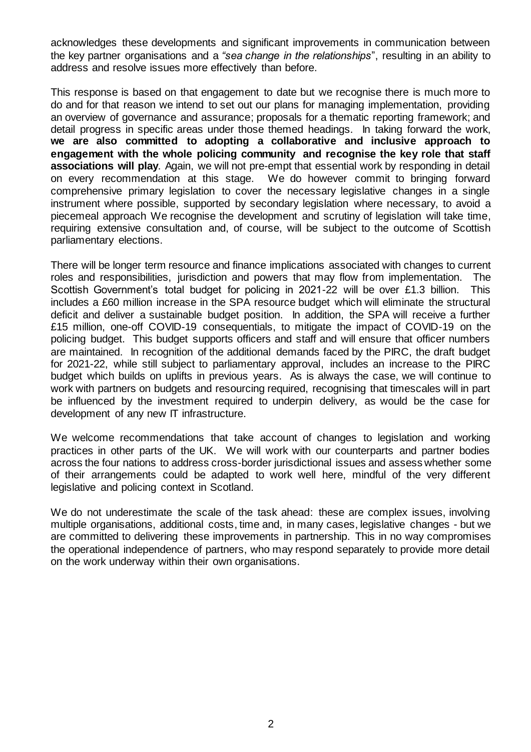acknowledges these developments and significant improvements in communication between the key partner organisations and a *"sea change in the relationships*", resulting in an ability to address and resolve issues more effectively than before.

This response is based on that engagement to date but we recognise there is much more to do and for that reason we intend to set out our plans for managing implementation, providing an overview of governance and assurance; proposals for a thematic reporting framework; and detail progress in specific areas under those themed headings. In taking forward the work, **we are also committed to adopting a collaborative and inclusive approach to engagement with the whole policing community and recognise the key role that staff associations will play**. Again, we will not pre-empt that essential work by responding in detail on every recommendation at this stage. We do however commit to bringing forward comprehensive primary legislation to cover the necessary legislative changes in a single instrument where possible, supported by secondary legislation where necessary, to avoid a piecemeal approach We recognise the development and scrutiny of legislation will take time, requiring extensive consultation and, of course, will be subject to the outcome of Scottish parliamentary elections.

There will be longer term resource and finance implications associated with changes to current roles and responsibilities, jurisdiction and powers that may flow from implementation. The Scottish Government's total budget for policing in 2021-22 will be over £1.3 billion. This includes a £60 million increase in the SPA resource budget which will eliminate the structural deficit and deliver a sustainable budget position. In addition, the SPA will receive a further £15 million, one-off COVID-19 consequentials, to mitigate the impact of COVID-19 on the policing budget. This budget supports officers and staff and will ensure that officer numbers are maintained. In recognition of the additional demands faced by the PIRC, the draft budget for 2021-22, while still subject to parliamentary approval, includes an increase to the PIRC budget which builds on uplifts in previous years. As is always the case, we will continue to work with partners on budgets and resourcing required, recognising that timescales will in part be influenced by the investment required to underpin delivery, as would be the case for development of any new IT infrastructure.

We welcome recommendations that take account of changes to legislation and working practices in other parts of the UK. We will work with our counterparts and partner bodies across the four nations to address cross-border jurisdictional issues and assess whether some of their arrangements could be adapted to work well here, mindful of the very different legislative and policing context in Scotland.

We do not underestimate the scale of the task ahead: these are complex issues, involving multiple organisations, additional costs, time and, in many cases, legislative changes - but we are committed to delivering these improvements in partnership. This in no way compromises the operational independence of partners, who may respond separately to provide more detail on the work underway within their own organisations.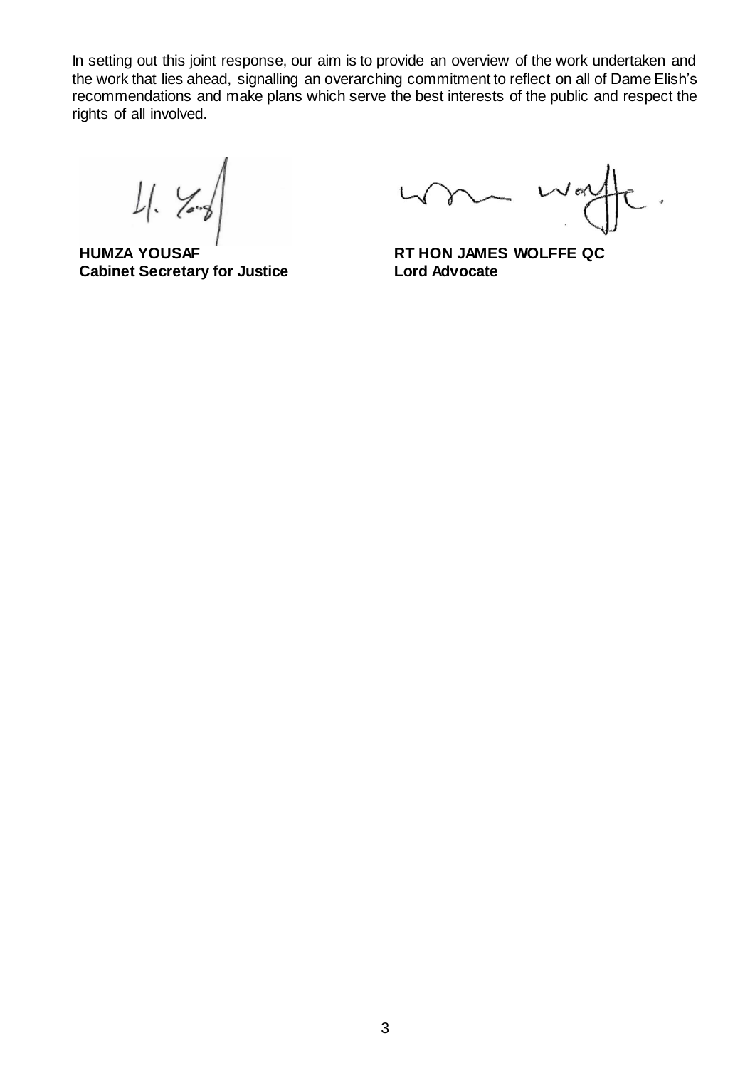In setting out this joint response, our aim is to provide an overview of the work undertaken and the work that lies ahead, signalling an overarching commitment to reflect on all of Dame Elish's recommendations and make plans which serve the best interests of the public and respect the rights of all involved.

| | |
|---|---|
| **HUMZA YOUSAF** | **RT HON JAMES WOLFFE QC** |
| **Cabinet Secretary for Justice** | **Lord Advocate** |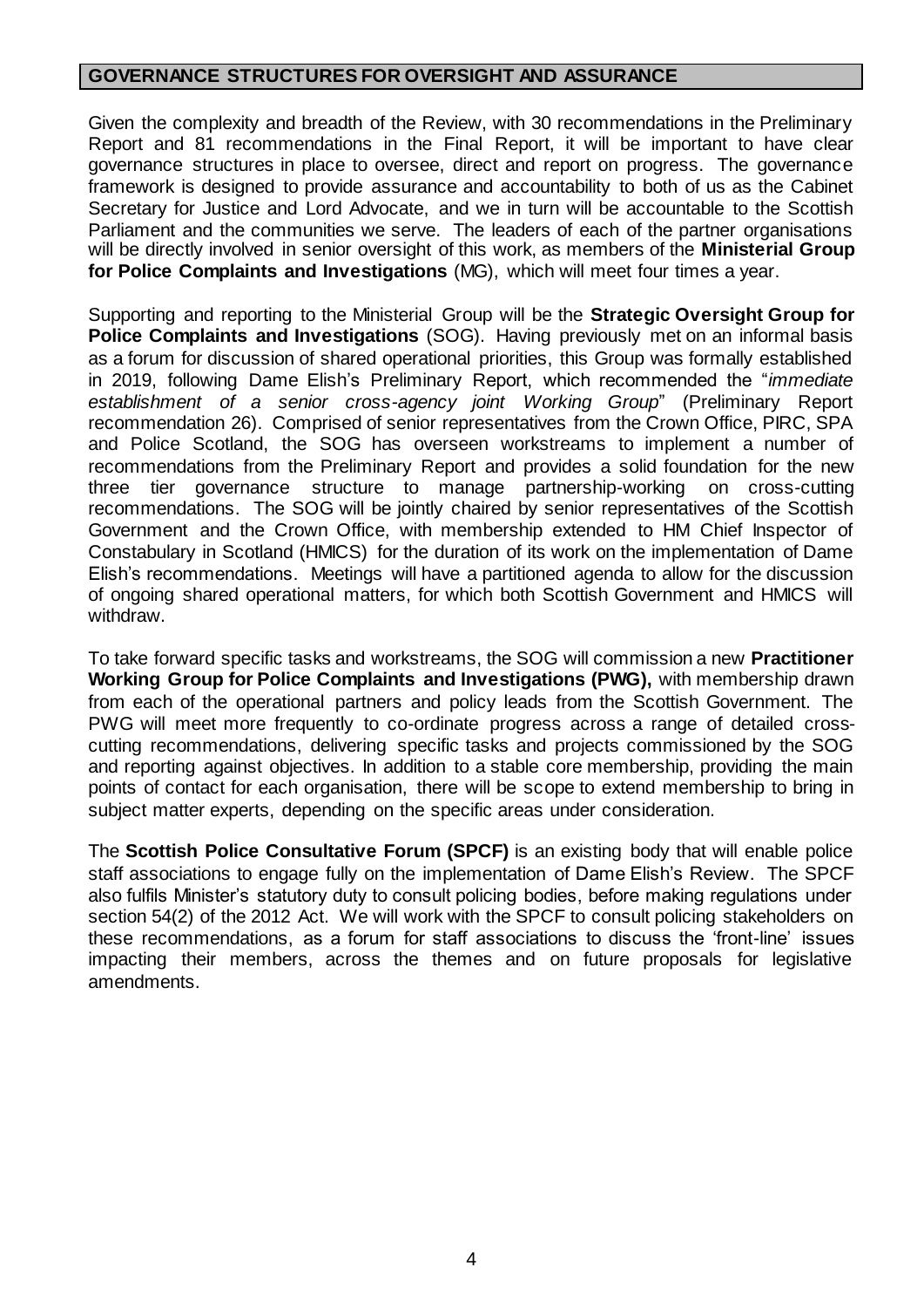## GOVERNANCE STRUCTURES FOR OVERSIGHT AND ASSURANCE

Given the complexity and breadth of the Review, with 30 recommendations in the Preliminary Report and 81 recommendations in the Final Report, it will be important to have clear governance structures in place to oversee, direct and report on progress. The governance framework is designed to provide assurance and accountability to both of us as the Cabinet Secretary for Justice and Lord Advocate, and we in turn will be accountable to the Scottish Parliament and the communities we serve. The leaders of each of the partner organisations will be directly involved in senior oversight of this work, as members of the **Ministerial Group for Police Complaints and Investigations** (MG), which will meet four times a year.

Supporting and reporting to the Ministerial Group will be the **Strategic Oversight Group for Police Complaints and Investigations** (SOG). Having previously met on an informal basis as a forum for discussion of shared operational priorities, this Group was formally established in 2019, following Dame Elish's Preliminary Report, which recommended the "*immediate establishment of a senior cross-agency joint Working Group*" (Preliminary Report recommendation 26). Comprised of senior representatives from the Crown Office, PIRC, SPA and Police Scotland, the SOG has overseen workstreams to implement a number of recommendations from the Preliminary Report and provides a solid foundation for the new three tier governance structure to manage partnership-working on cross-cutting recommendations. The SOG will be jointly chaired by senior representatives of the Scottish Government and the Crown Office, with membership extended to HM Chief Inspector of Constabulary in Scotland (HMICS) for the duration of its work on the implementation of Dame Elish's recommendations. Meetings will have a partitioned agenda to allow for the discussion of ongoing shared operational matters, for which both Scottish Government and HMICS will withdraw.

To take forward specific tasks and workstreams, the SOG will commission a new **Practitioner Working Group for Police Complaints and Investigations (PWG),** with membership drawn from each of the operational partners and policy leads from the Scottish Government. The PWG will meet more frequently to co-ordinate progress across a range of detailed cross-cutting recommendations, delivering specific tasks and projects commissioned by the SOG and reporting against objectives. In addition to a stable core membership, providing the main points of contact for each organisation, there will be scope to extend membership to bring in subject matter experts, depending on the specific areas under consideration.

The **Scottish Police Consultative Forum (SPCF)** is an existing body that will enable police staff associations to engage fully on the implementation of Dame Elish's Review. The SPCF also fulfils Minister's statutory duty to consult policing bodies, before making regulations under section 54(2) of the 2012 Act. We will work with the SPCF to consult policing stakeholders on these recommendations, as a forum for staff associations to discuss the 'front-line' issues impacting their members, across the themes and on future proposals for legislative amendments.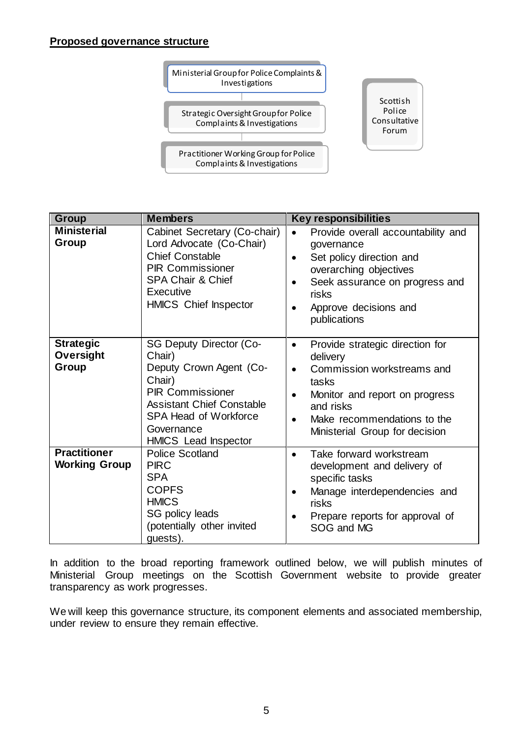**Proposed governance structure**

Ministerial Group for Police Complaints & Investigations

Strategic Oversight Group for Police Complaints & Investigations

Practitioner Working Group for Police Complaints & Investigations

Scottish Police Consultative Forum

| Group | Members | Key responsibilities |
|---|---|---|
| **Ministerial Group** | Cabinet Secretary (Co-chair)<br>Lord Advocate (Co-Chair)<br>Chief Constable<br>PIR Commissioner<br>SPA Chair & Chief Executive<br>HMICS Chief Inspector | • Provide overall accountability and governance<br>• Set policy direction and overarching objectives<br>• Seek assurance on progress and risks<br>• Approve decisions and publications |
| **Strategic Oversight Group** | SG Deputy Director (Co-Chair)<br>Deputy Crown Agent (Co-Chair)<br>PIR Commissioner<br>Assistant Chief Constable<br>SPA Head of Workforce Governance<br>HMICS Lead Inspector | • Provide strategic direction for delivery<br>• Commission workstreams and tasks<br>• Monitor and report on progress and risks<br>• Make recommendations to the Ministerial Group for decision |
| **Practitioner Working Group** | Police Scotland<br>PIRC<br>SPA<br>COPFS<br>HMICS<br>SG policy leads<br>(potentially other invited guests). | • Take forward workstream development and delivery of specific tasks<br>• Manage interdependencies and risks<br>• Prepare reports for approval of SOG and MG |

In addition to the broad reporting framework outlined below, we will publish minutes of Ministerial Group meetings on the Scottish Government website to provide greater transparency as work progresses.

We will keep this governance structure, its component elements and associated membership, under review to ensure they remain effective.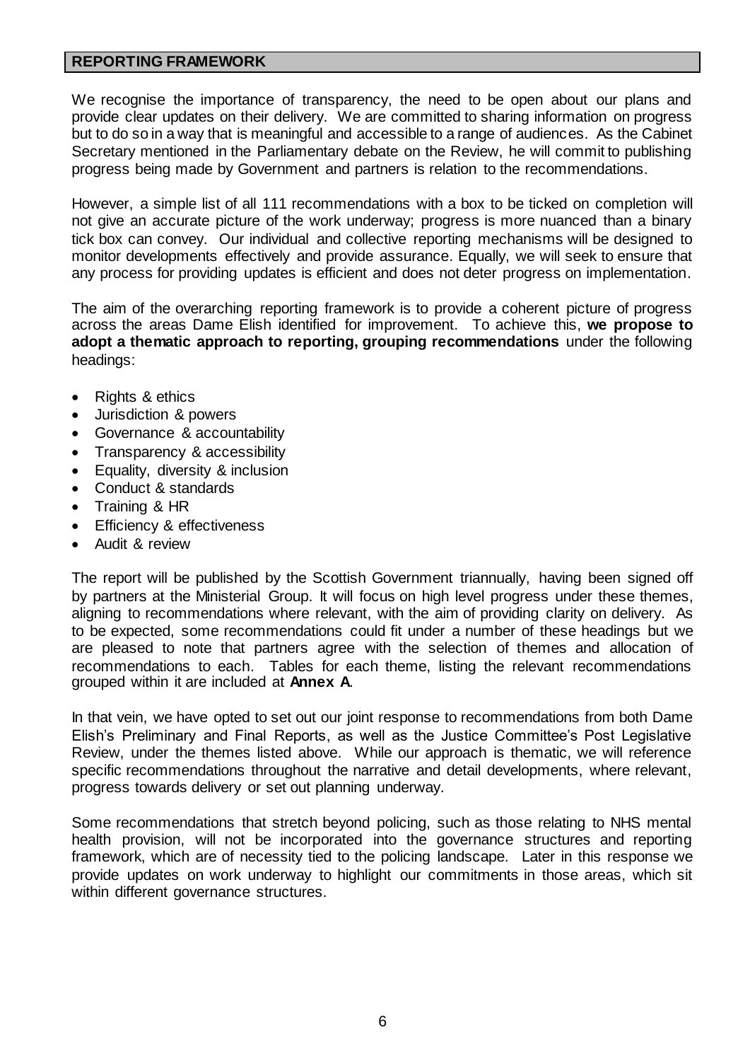## REPORTING FRAMEWORK

We recognise the importance of transparency, the need to be open about our plans and provide clear updates on their delivery. We are committed to sharing information on progress but to do so in a way that is meaningful and accessible to a range of audiences. As the Cabinet Secretary mentioned in the Parliamentary debate on the Review, he will commit to publishing progress being made by Government and partners is relation to the recommendations.

However, a simple list of all 111 recommendations with a box to be ticked on completion will not give an accurate picture of the work underway; progress is more nuanced than a binary tick box can convey. Our individual and collective reporting mechanisms will be designed to monitor developments effectively and provide assurance. Equally, we will seek to ensure that any process for providing updates is efficient and does not deter progress on implementation.

The aim of the overarching reporting framework is to provide a coherent picture of progress across the areas Dame Elish identified for improvement. To achieve this, **we propose to adopt a thematic approach to reporting, grouping recommendations** under the following headings:

- Rights & ethics
- Jurisdiction & powers
- Governance & accountability
- Transparency & accessibility
- Equality, diversity & inclusion
- Conduct & standards
- Training & HR
- Efficiency & effectiveness
- Audit & review

The report will be published by the Scottish Government triannually, having been signed off by partners at the Ministerial Group. It will focus on high level progress under these themes, aligning to recommendations where relevant, with the aim of providing clarity on delivery. As to be expected, some recommendations could fit under a number of these headings but we are pleased to note that partners agree with the selection of themes and allocation of recommendations to each. Tables for each theme, listing the relevant recommendations grouped within it are included at **Annex A**.

In that vein, we have opted to set out our joint response to recommendations from both Dame Elish's Preliminary and Final Reports, as well as the Justice Committee's Post Legislative Review, under the themes listed above. While our approach is thematic, we will reference specific recommendations throughout the narrative and detail developments, where relevant, progress towards delivery or set out planning underway.

Some recommendations that stretch beyond policing, such as those relating to NHS mental health provision, will not be incorporated into the governance structures and reporting framework, which are of necessity tied to the policing landscape. Later in this response we provide updates on work underway to highlight our commitments in those areas, which sit within different governance structures.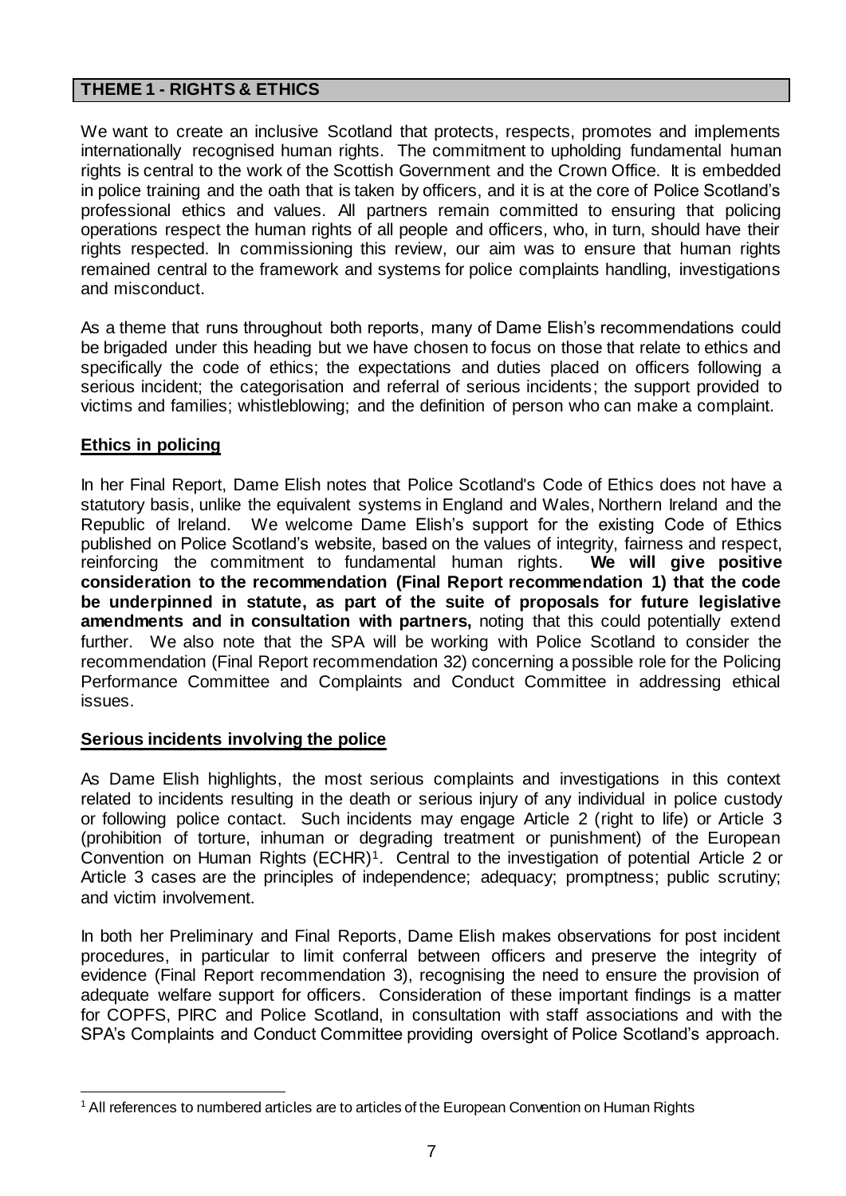## THEME 1 - RIGHTS & ETHICS

We want to create an inclusive Scotland that protects, respects, promotes and implements internationally recognised human rights. The commitment to upholding fundamental human rights is central to the work of the Scottish Government and the Crown Office. It is embedded in police training and the oath that is taken by officers, and it is at the core of Police Scotland's professional ethics and values. All partners remain committed to ensuring that policing operations respect the human rights of all people and officers, who, in turn, should have their rights respected. In commissioning this review, our aim was to ensure that human rights remained central to the framework and systems for police complaints handling, investigations and misconduct.

As a theme that runs throughout both reports, many of Dame Elish's recommendations could be brigaded under this heading but we have chosen to focus on those that relate to ethics and specifically the code of ethics; the expectations and duties placed on officers following a serious incident; the categorisation and referral of serious incidents; the support provided to victims and families; whistleblowing; and the definition of person who can make a complaint.

### Ethics in policing

In her Final Report, Dame Elish notes that Police Scotland's Code of Ethics does not have a statutory basis, unlike the equivalent systems in England and Wales, Northern Ireland and the Republic of Ireland. We welcome Dame Elish's support for the existing Code of Ethics published on Police Scotland's website, based on the values of integrity, fairness and respect, reinforcing the commitment to fundamental human rights. **We will give positive consideration to the recommendation (Final Report recommendation 1) that the code be underpinned in statute, as part of the suite of proposals for future legislative amendments and in consultation with partners,** noting that this could potentially extend further. We also note that the SPA will be working with Police Scotland to consider the recommendation (Final Report recommendation 32) concerning a possible role for the Policing Performance Committee and Complaints and Conduct Committee in addressing ethical issues.

### Serious incidents involving the police

As Dame Elish highlights, the most serious complaints and investigations in this context related to incidents resulting in the death or serious injury of any individual in police custody or following police contact. Such incidents may engage Article 2 (right to life) or Article 3 (prohibition of torture, inhuman or degrading treatment or punishment) of the European Convention on Human Rights (ECHR)[1]. Central to the investigation of potential Article 2 or Article 3 cases are the principles of independence; adequacy; promptness; public scrutiny; and victim involvement.

In both her Preliminary and Final Reports, Dame Elish makes observations for post incident procedures, in particular to limit conferral between officers and preserve the integrity of evidence (Final Report recommendation 3), recognising the need to ensure the provision of adequate welfare support for officers. Consideration of these important findings is a matter for COPFS, PIRC and Police Scotland, in consultation with staff associations and with the SPA's Complaints and Conduct Committee providing oversight of Police Scotland's approach.

[1] All references to numbered articles are to articles of the European Convention on Human Rights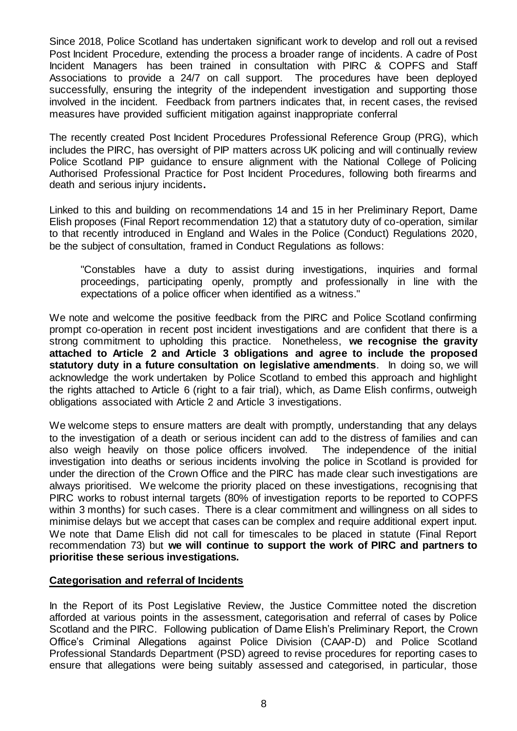Since 2018, Police Scotland has undertaken significant work to develop and roll out a revised Post Incident Procedure, extending the process a broader range of incidents. A cadre of Post Incident Managers has been trained in consultation with PIRC & COPFS and Staff Associations to provide a 24/7 on call support. The procedures have been deployed successfully, ensuring the integrity of the independent investigation and supporting those involved in the incident. Feedback from partners indicates that, in recent cases, the revised measures have provided sufficient mitigation against inappropriate conferral

The recently created Post Incident Procedures Professional Reference Group (PRG), which includes the PIRC, has oversight of PIP matters across UK policing and will continually review Police Scotland PIP guidance to ensure alignment with the National College of Policing Authorised Professional Practice for Post Incident Procedures, following both firearms and death and serious injury incidents**.**

Linked to this and building on recommendations 14 and 15 in her Preliminary Report, Dame Elish proposes (Final Report recommendation 12) that a statutory duty of co-operation, similar to that recently introduced in England and Wales in the Police (Conduct) Regulations 2020, be the subject of consultation, framed in Conduct Regulations as follows:

> "Constables have a duty to assist during investigations, inquiries and formal proceedings, participating openly, promptly and professionally in line with the expectations of a police officer when identified as a witness."

We note and welcome the positive feedback from the PIRC and Police Scotland confirming prompt co-operation in recent post incident investigations and are confident that there is a strong commitment to upholding this practice. Nonetheless, **we recognise the gravity attached to Article 2 and Article 3 obligations and agree to include the proposed statutory duty in a future consultation on legislative amendments**. In doing so, we will acknowledge the work undertaken by Police Scotland to embed this approach and highlight the rights attached to Article 6 (right to a fair trial), which, as Dame Elish confirms, outweigh obligations associated with Article 2 and Article 3 investigations.

We welcome steps to ensure matters are dealt with promptly, understanding that any delays to the investigation of a death or serious incident can add to the distress of families and can also weigh heavily on those police officers involved. The independence of the initial investigation into deaths or serious incidents involving the police in Scotland is provided for under the direction of the Crown Office and the PIRC has made clear such investigations are always prioritised. We welcome the priority placed on these investigations, recognising that PIRC works to robust internal targets (80% of investigation reports to be reported to COPFS within 3 months) for such cases. There is a clear commitment and willingness on all sides to minimise delays but we accept that cases can be complex and require additional expert input. We note that Dame Elish did not call for timescales to be placed in statute (Final Report recommendation 73) but **we will continue to support the work of PIRC and partners to prioritise these serious investigations.**

## Categorisation and referral of Incidents

In the Report of its Post Legislative Review, the Justice Committee noted the discretion afforded at various points in the assessment, categorisation and referral of cases by Police Scotland and the PIRC. Following publication of Dame Elish's Preliminary Report, the Crown Office's Criminal Allegations against Police Division (CAAP-D) and Police Scotland Professional Standards Department (PSD) agreed to revise procedures for reporting cases to ensure that allegations were being suitably assessed and categorised, in particular, those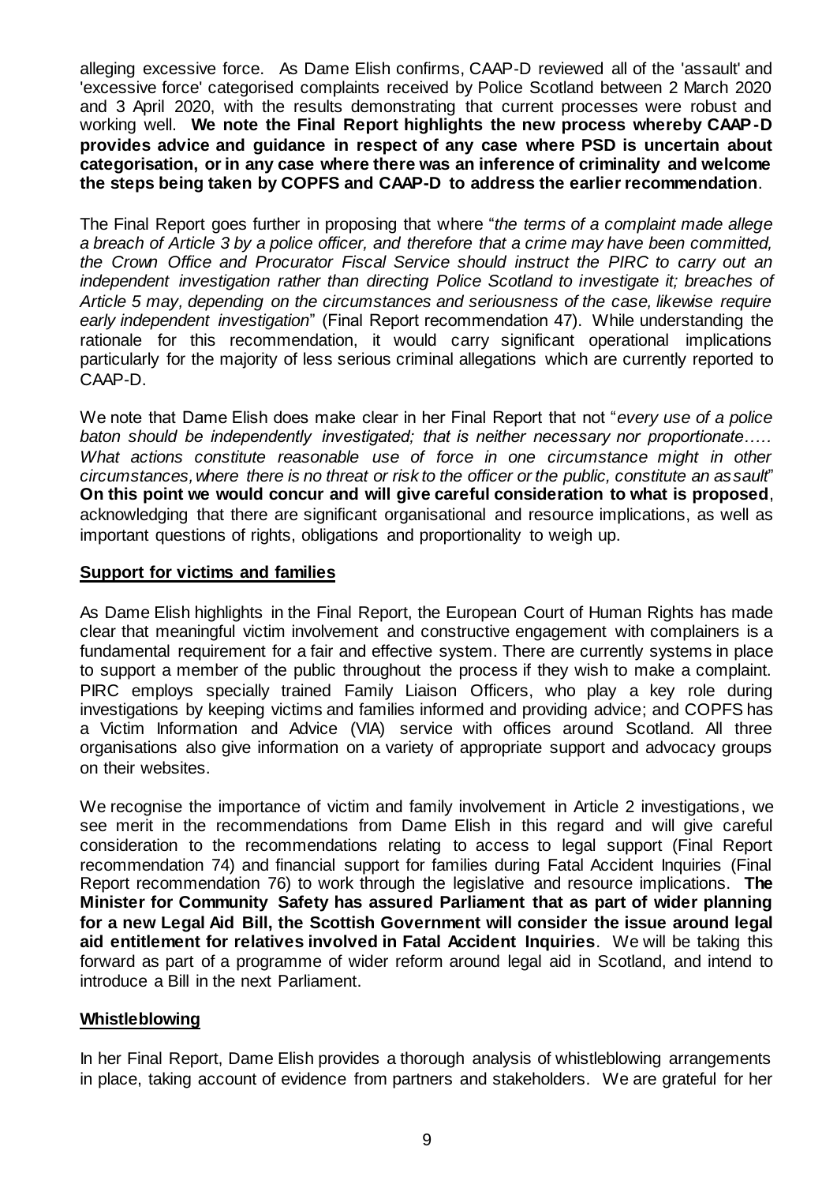alleging excessive force. As Dame Elish confirms, CAAP-D reviewed all of the 'assault' and 'excessive force' categorised complaints received by Police Scotland between 2 March 2020 and 3 April 2020, with the results demonstrating that current processes were robust and working well. **We note the Final Report highlights the new process whereby CAAP-D provides advice and guidance in respect of any case where PSD is uncertain about categorisation, or in any case where there was an inference of criminality and welcome the steps being taken by COPFS and CAAP-D to address the earlier recommendation**.

The Final Report goes further in proposing that where "*the terms of a complaint made allege a breach of Article 3 by a police officer, and therefore that a crime may have been committed, the Crown Office and Procurator Fiscal Service should instruct the PIRC to carry out an independent investigation rather than directing Police Scotland to investigate it; breaches of Article 5 may, depending on the circumstances and seriousness of the case, likewise require early independent investigation*" (Final Report recommendation 47). While understanding the rationale for this recommendation, it would carry significant operational implications particularly for the majority of less serious criminal allegations which are currently reported to CAAP-D.

We note that Dame Elish does make clear in her Final Report that not "*every use of a police baton should be independently investigated; that is neither necessary nor proportionate….. What actions constitute reasonable use of force in one circumstance might in other circumstances, where there is no threat or risk to the officer or the public, constitute an assault*" **On this point we would concur and will give careful consideration to what is proposed**, acknowledging that there are significant organisational and resource implications, as well as important questions of rights, obligations and proportionality to weigh up.

## Support for victims and families

As Dame Elish highlights in the Final Report, the European Court of Human Rights has made clear that meaningful victim involvement and constructive engagement with complainers is a fundamental requirement for a fair and effective system. There are currently systems in place to support a member of the public throughout the process if they wish to make a complaint. PIRC employs specially trained Family Liaison Officers, who play a key role during investigations by keeping victims and families informed and providing advice; and COPFS has a Victim Information and Advice (VIA) service with offices around Scotland. All three organisations also give information on a variety of appropriate support and advocacy groups on their websites.

We recognise the importance of victim and family involvement in Article 2 investigations, we see merit in the recommendations from Dame Elish in this regard and will give careful consideration to the recommendations relating to access to legal support (Final Report recommendation 74) and financial support for families during Fatal Accident Inquiries (Final Report recommendation 76) to work through the legislative and resource implications. **The Minister for Community Safety has assured Parliament that as part of wider planning for a new Legal Aid Bill, the Scottish Government will consider the issue around legal aid entitlement for relatives involved in Fatal Accident Inquiries**. We will be taking this forward as part of a programme of wider reform around legal aid in Scotland, and intend to introduce a Bill in the next Parliament.

## Whistleblowing

In her Final Report, Dame Elish provides a thorough analysis of whistleblowing arrangements in place, taking account of evidence from partners and stakeholders. We are grateful for her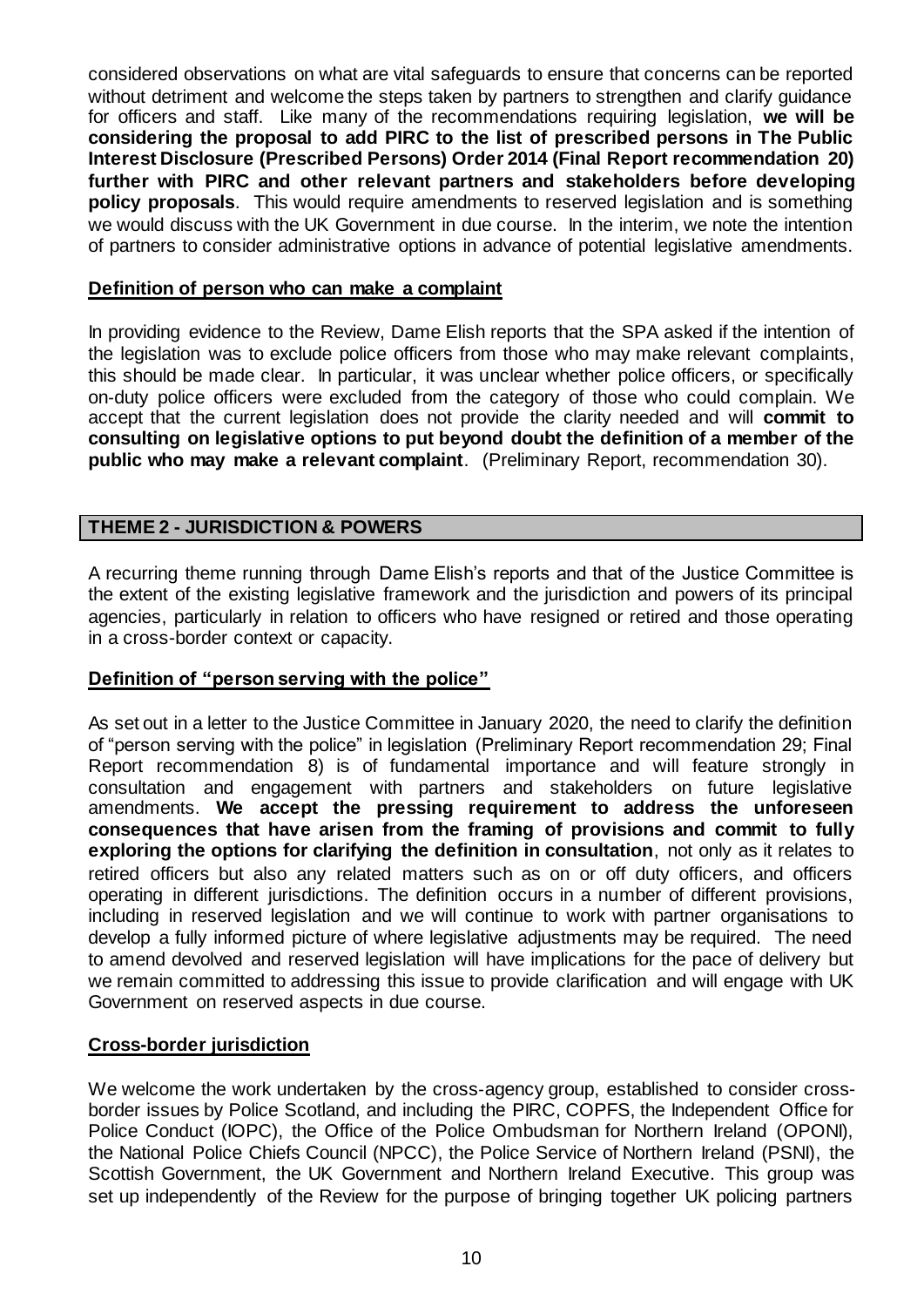considered observations on what are vital safeguards to ensure that concerns can be reported without detriment and welcome the steps taken by partners to strengthen and clarify guidance for officers and staff. Like many of the recommendations requiring legislation, **we will be considering the proposal to add PIRC to the list of prescribed persons in The Public Interest Disclosure (Prescribed Persons) Order 2014 (Final Report recommendation 20) further with PIRC and other relevant partners and stakeholders before developing policy proposals**. This would require amendments to reserved legislation and is something we would discuss with the UK Government in due course. In the interim, we note the intention of partners to consider administrative options in advance of potential legislative amendments.

**Definition of person who can make a complaint**

In providing evidence to the Review, Dame Elish reports that the SPA asked if the intention of the legislation was to exclude police officers from those who may make relevant complaints, this should be made clear. In particular, it was unclear whether police officers, or specifically on-duty police officers were excluded from the category of those who could complain. We accept that the current legislation does not provide the clarity needed and will **commit to consulting on legislative options to put beyond doubt the definition of a member of the public who may make a relevant complaint**. (Preliminary Report, recommendation 30).

## THEME 2 - JURISDICTION & POWERS

A recurring theme running through Dame Elish's reports and that of the Justice Committee is the extent of the existing legislative framework and the jurisdiction and powers of its principal agencies, particularly in relation to officers who have resigned or retired and those operating in a cross-border context or capacity.

**Definition of "person serving with the police"**

As set out in a letter to the Justice Committee in January 2020, the need to clarify the definition of "person serving with the police" in legislation (Preliminary Report recommendation 29; Final Report recommendation 8) is of fundamental importance and will feature strongly in consultation and engagement with partners and stakeholders on future legislative amendments. **We accept the pressing requirement to address the unforeseen consequences that have arisen from the framing of provisions and commit to fully exploring the options for clarifying the definition in consultation**, not only as it relates to retired officers but also any related matters such as on or off duty officers, and officers operating in different jurisdictions. The definition occurs in a number of different provisions, including in reserved legislation and we will continue to work with partner organisations to develop a fully informed picture of where legislative adjustments may be required. The need to amend devolved and reserved legislation will have implications for the pace of delivery but we remain committed to addressing this issue to provide clarification and will engage with UK Government on reserved aspects in due course.

**Cross-border jurisdiction**

We welcome the work undertaken by the cross-agency group, established to consider cross-border issues by Police Scotland, and including the PIRC, COPFS, the Independent Office for Police Conduct (IOPC), the Office of the Police Ombudsman for Northern Ireland (OPONI), the National Police Chiefs Council (NPCC), the Police Service of Northern Ireland (PSNI), the Scottish Government, the UK Government and Northern Ireland Executive. This group was set up independently of the Review for the purpose of bringing together UK policing partners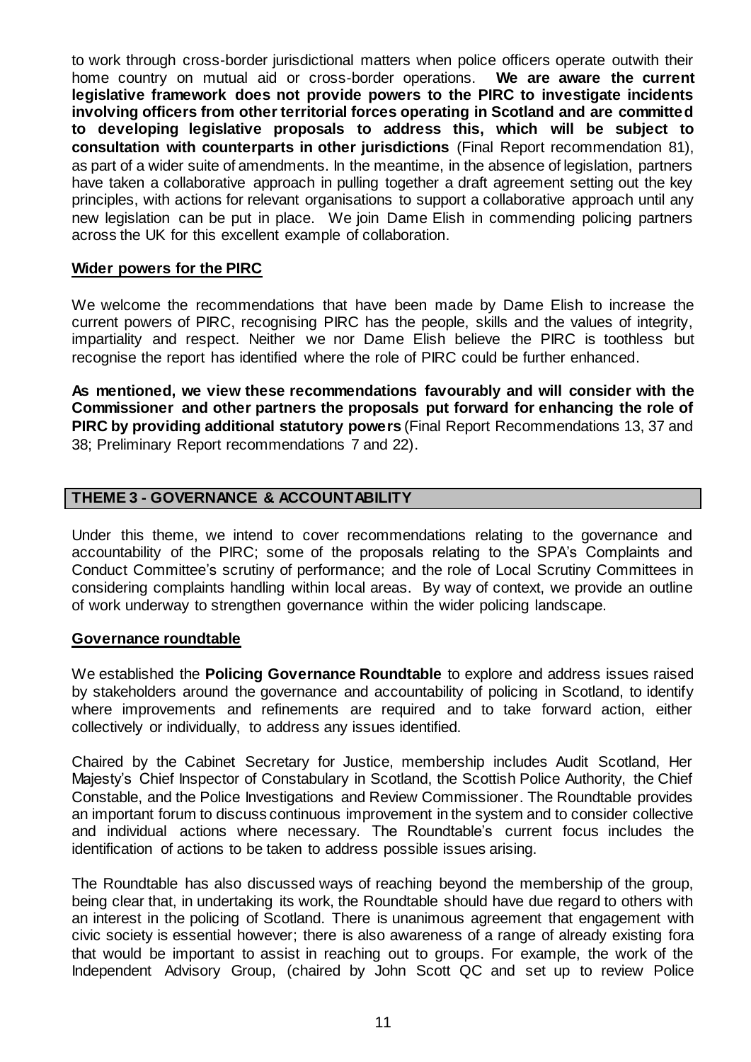to work through cross-border jurisdictional matters when police officers operate outwith their home country on mutual aid or cross-border operations. **We are aware the current legislative framework does not provide powers to the PIRC to investigate incidents involving officers from other territorial forces operating in Scotland and are committed to developing legislative proposals to address this, which will be subject to consultation with counterparts in other jurisdictions** (Final Report recommendation 81), as part of a wider suite of amendments. In the meantime, in the absence of legislation, partners have taken a collaborative approach in pulling together a draft agreement setting out the key principles, with actions for relevant organisations to support a collaborative approach until any new legislation can be put in place. We join Dame Elish in commending policing partners across the UK for this excellent example of collaboration.

**Wider powers for the PIRC**

We welcome the recommendations that have been made by Dame Elish to increase the current powers of PIRC, recognising PIRC has the people, skills and the values of integrity, impartiality and respect. Neither we nor Dame Elish believe the PIRC is toothless but recognise the report has identified where the role of PIRC could be further enhanced.

**As mentioned, we view these recommendations favourably and will consider with the Commissioner and other partners the proposals put forward for enhancing the role of PIRC by providing additional statutory powers** (Final Report Recommendations 13, 37 and 38; Preliminary Report recommendations 7 and 22).

## THEME 3 - GOVERNANCE & ACCOUNTABILITY

Under this theme, we intend to cover recommendations relating to the governance and accountability of the PIRC; some of the proposals relating to the SPA's Complaints and Conduct Committee's scrutiny of performance; and the role of Local Scrutiny Committees in considering complaints handling within local areas. By way of context, we provide an outline of work underway to strengthen governance within the wider policing landscape.

**Governance roundtable**

We established the **Policing Governance Roundtable** to explore and address issues raised by stakeholders around the governance and accountability of policing in Scotland, to identify where improvements and refinements are required and to take forward action, either collectively or individually, to address any issues identified.

Chaired by the Cabinet Secretary for Justice, membership includes Audit Scotland, Her Majesty's Chief Inspector of Constabulary in Scotland, the Scottish Police Authority, the Chief Constable, and the Police Investigations and Review Commissioner. The Roundtable provides an important forum to discuss continuous improvement in the system and to consider collective and individual actions where necessary. The Roundtable's current focus includes the identification of actions to be taken to address possible issues arising.

The Roundtable has also discussed ways of reaching beyond the membership of the group, being clear that, in undertaking its work, the Roundtable should have due regard to others with an interest in the policing of Scotland. There is unanimous agreement that engagement with civic society is essential however; there is also awareness of a range of already existing fora that would be important to assist in reaching out to groups. For example, the work of the Independent Advisory Group, (chaired by John Scott QC and set up to review Police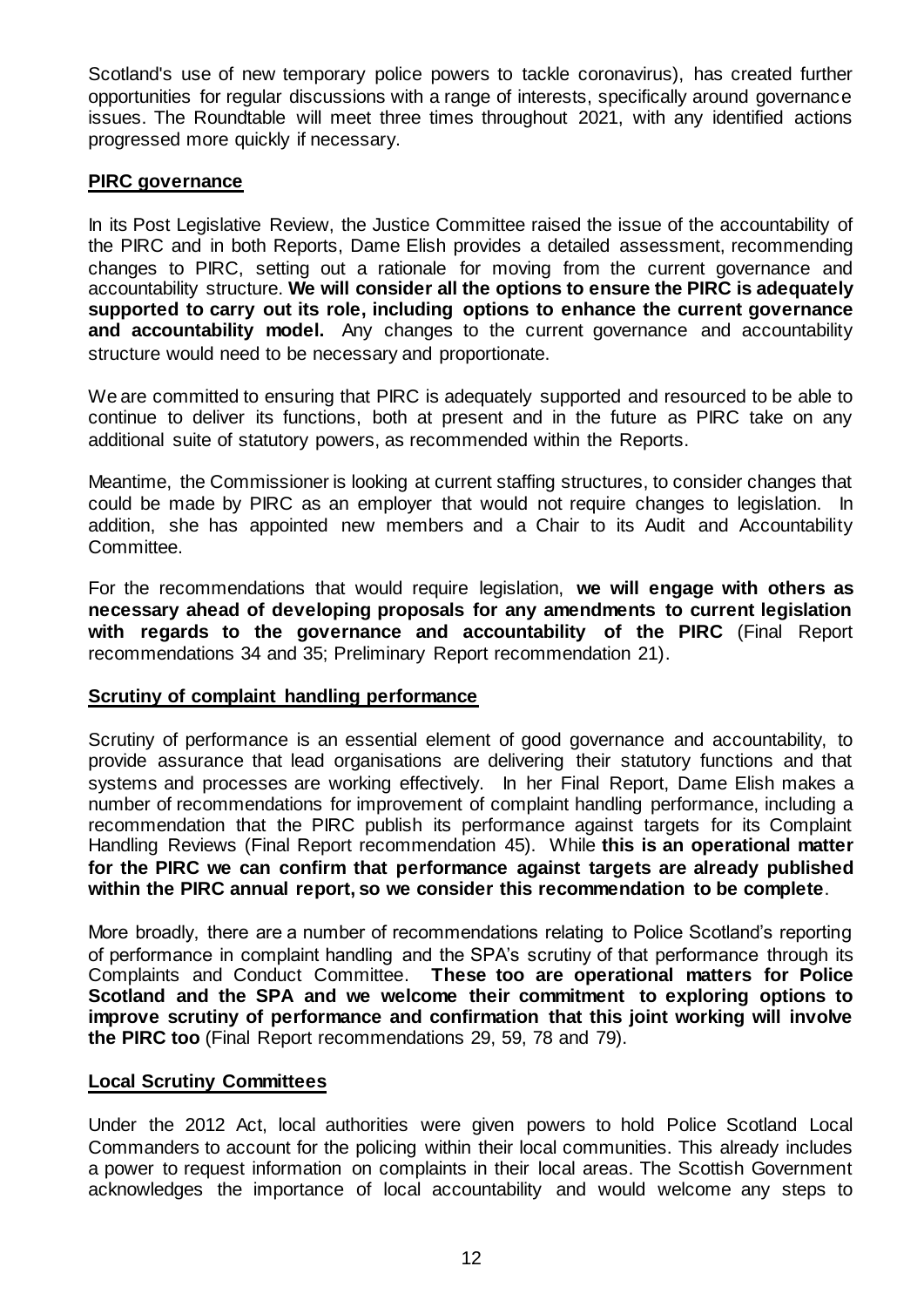Scotland's use of new temporary police powers to tackle coronavirus), has created further opportunities for regular discussions with a range of interests, specifically around governance issues. The Roundtable will meet three times throughout 2021, with any identified actions progressed more quickly if necessary.

## PIRC governance

In its Post Legislative Review, the Justice Committee raised the issue of the accountability of the PIRC and in both Reports, Dame Elish provides a detailed assessment, recommending changes to PIRC, setting out a rationale for moving from the current governance and accountability structure. **We will consider all the options to ensure the PIRC is adequately supported to carry out its role, including options to enhance the current governance and accountability model.** Any changes to the current governance and accountability structure would need to be necessary and proportionate.

We are committed to ensuring that PIRC is adequately supported and resourced to be able to continue to deliver its functions, both at present and in the future as PIRC take on any additional suite of statutory powers, as recommended within the Reports.

Meantime, the Commissioner is looking at current staffing structures, to consider changes that could be made by PIRC as an employer that would not require changes to legislation. In addition, she has appointed new members and a Chair to its Audit and Accountability Committee.

For the recommendations that would require legislation, **we will engage with others as necessary ahead of developing proposals for any amendments to current legislation with regards to the governance and accountability of the PIRC** (Final Report recommendations 34 and 35; Preliminary Report recommendation 21).

## Scrutiny of complaint handling performance

Scrutiny of performance is an essential element of good governance and accountability, to provide assurance that lead organisations are delivering their statutory functions and that systems and processes are working effectively. In her Final Report, Dame Elish makes a number of recommendations for improvement of complaint handling performance, including a recommendation that the PIRC publish its performance against targets for its Complaint Handling Reviews (Final Report recommendation 45). While **this is an operational matter for the PIRC we can confirm that performance against targets are already published within the PIRC annual report, so we consider this recommendation to be complete**.

More broadly, there are a number of recommendations relating to Police Scotland's reporting of performance in complaint handling and the SPA's scrutiny of that performance through its Complaints and Conduct Committee. **These too are operational matters for Police Scotland and the SPA and we welcome their commitment to exploring options to improve scrutiny of performance and confirmation that this joint working will involve the PIRC too** (Final Report recommendations 29, 59, 78 and 79).

## Local Scrutiny Committees

Under the 2012 Act, local authorities were given powers to hold Police Scotland Local Commanders to account for the policing within their local communities. This already includes a power to request information on complaints in their local areas. The Scottish Government acknowledges the importance of local accountability and would welcome any steps to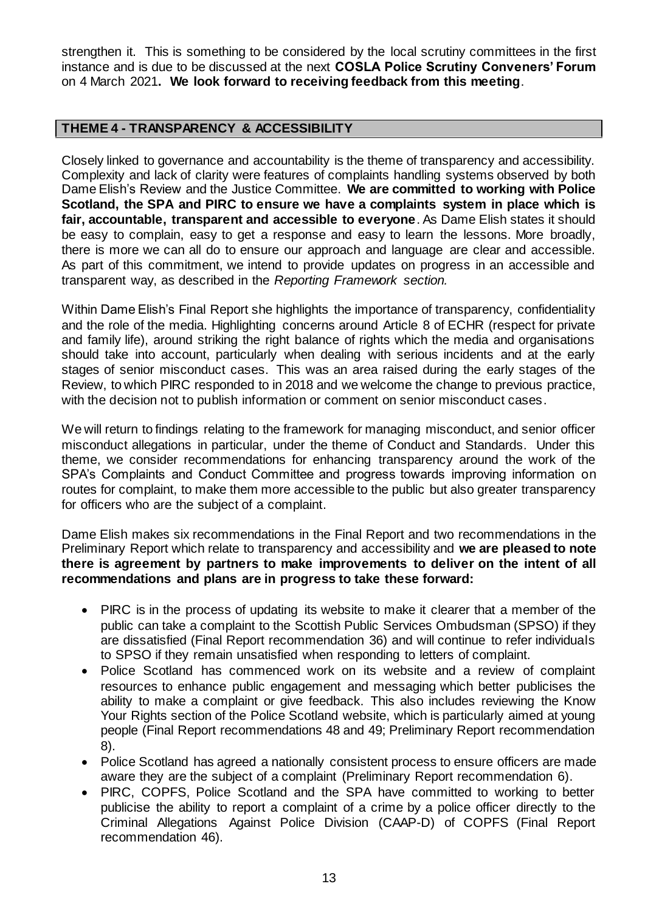strengthen it. This is something to be considered by the local scrutiny committees in the first instance and is due to be discussed at the next **COSLA Police Scrutiny Conveners' Forum** on 4 March 2021**. We look forward to receiving feedback from this meeting**.

## THEME 4 - TRANSPARENCY & ACCESSIBILITY

Closely linked to governance and accountability is the theme of transparency and accessibility. Complexity and lack of clarity were features of complaints handling systems observed by both Dame Elish's Review and the Justice Committee. **We are committed to working with Police Scotland, the SPA and PIRC to ensure we have a complaints system in place which is fair, accountable, transparent and accessible to everyone**. As Dame Elish states it should be easy to complain, easy to get a response and easy to learn the lessons. More broadly, there is more we can all do to ensure our approach and language are clear and accessible. As part of this commitment, we intend to provide updates on progress in an accessible and transparent way, as described in the *Reporting Framework section.*

Within Dame Elish's Final Report she highlights the importance of transparency, confidentiality and the role of the media. Highlighting concerns around Article 8 of ECHR (respect for private and family life), around striking the right balance of rights which the media and organisations should take into account, particularly when dealing with serious incidents and at the early stages of senior misconduct cases. This was an area raised during the early stages of the Review, to which PIRC responded to in 2018 and we welcome the change to previous practice, with the decision not to publish information or comment on senior misconduct cases.

We will return to findings relating to the framework for managing misconduct, and senior officer misconduct allegations in particular, under the theme of Conduct and Standards. Under this theme, we consider recommendations for enhancing transparency around the work of the SPA's Complaints and Conduct Committee and progress towards improving information on routes for complaint, to make them more accessible to the public but also greater transparency for officers who are the subject of a complaint.

Dame Elish makes six recommendations in the Final Report and two recommendations in the Preliminary Report which relate to transparency and accessibility and **we are pleased to note there is agreement by partners to make improvements to deliver on the intent of all recommendations and plans are in progress to take these forward:**

- PIRC is in the process of updating its website to make it clearer that a member of the public can take a complaint to the Scottish Public Services Ombudsman (SPSO) if they are dissatisfied (Final Report recommendation 36) and will continue to refer individuals to SPSO if they remain unsatisfied when responding to letters of complaint.
- Police Scotland has commenced work on its website and a review of complaint resources to enhance public engagement and messaging which better publicises the ability to make a complaint or give feedback. This also includes reviewing the Know Your Rights section of the Police Scotland website, which is particularly aimed at young people (Final Report recommendations 48 and 49; Preliminary Report recommendation 8).
- Police Scotland has agreed a nationally consistent process to ensure officers are made aware they are the subject of a complaint (Preliminary Report recommendation 6).
- PIRC, COPFS, Police Scotland and the SPA have committed to working to better publicise the ability to report a complaint of a crime by a police officer directly to the Criminal Allegations Against Police Division (CAAP-D) of COPFS (Final Report recommendation 46).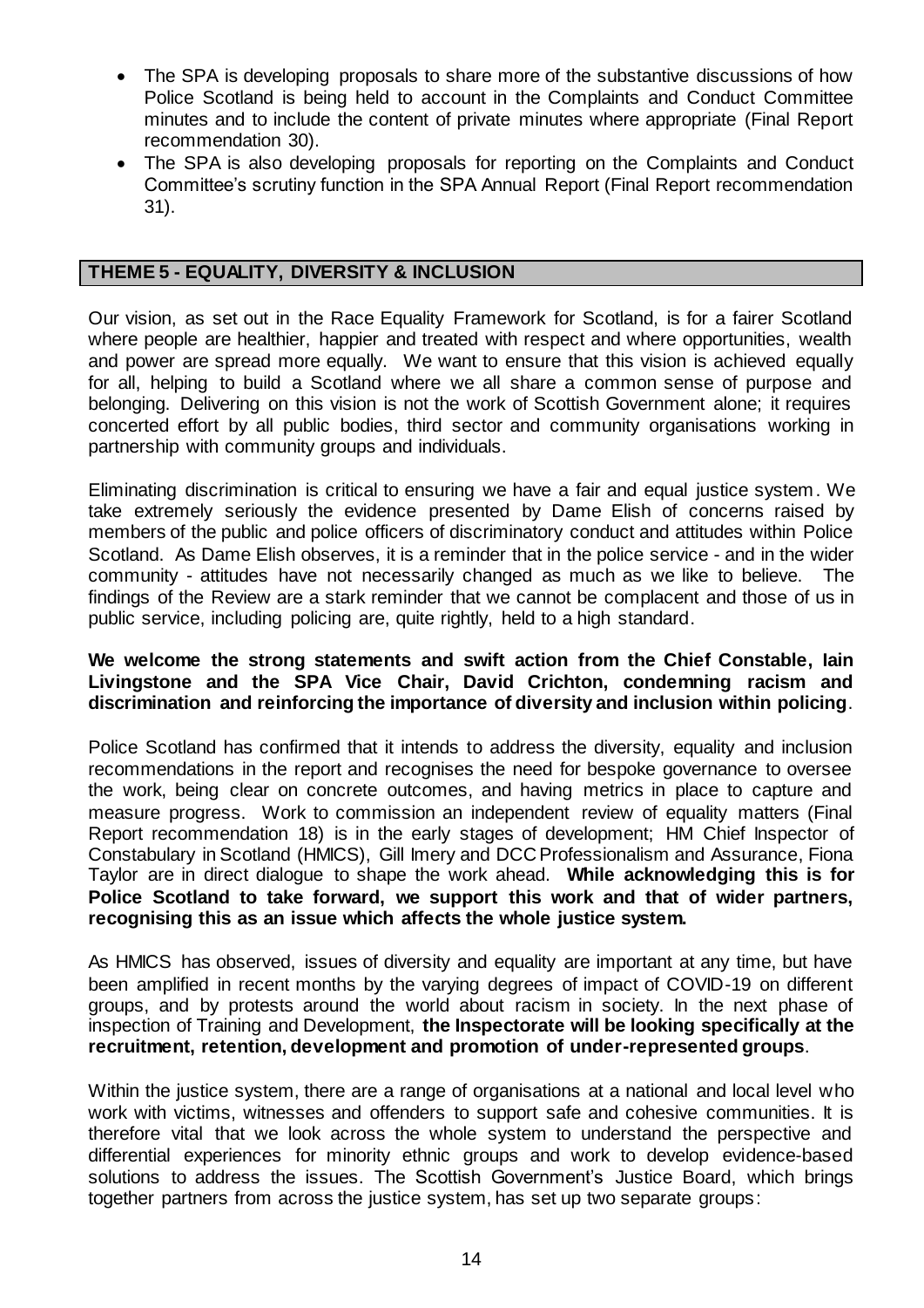- The SPA is developing proposals to share more of the substantive discussions of how Police Scotland is being held to account in the Complaints and Conduct Committee minutes and to include the content of private minutes where appropriate (Final Report recommendation 30).
- The SPA is also developing proposals for reporting on the Complaints and Conduct Committee's scrutiny function in the SPA Annual Report (Final Report recommendation 31).

## THEME 5 - EQUALITY, DIVERSITY & INCLUSION

Our vision, as set out in the Race Equality Framework for Scotland, is for a fairer Scotland where people are healthier, happier and treated with respect and where opportunities, wealth and power are spread more equally. We want to ensure that this vision is achieved equally for all, helping to build a Scotland where we all share a common sense of purpose and belonging. Delivering on this vision is not the work of Scottish Government alone; it requires concerted effort by all public bodies, third sector and community organisations working in partnership with community groups and individuals.

Eliminating discrimination is critical to ensuring we have a fair and equal justice system. We take extremely seriously the evidence presented by Dame Elish of concerns raised by members of the public and police officers of discriminatory conduct and attitudes within Police Scotland. As Dame Elish observes, it is a reminder that in the police service - and in the wider community - attitudes have not necessarily changed as much as we like to believe. The findings of the Review are a stark reminder that we cannot be complacent and those of us in public service, including policing are, quite rightly, held to a high standard.

**We welcome the strong statements and swift action from the Chief Constable, Iain Livingstone and the SPA Vice Chair, David Crichton, condemning racism and discrimination and reinforcing the importance of diversity and inclusion within policing**.

Police Scotland has confirmed that it intends to address the diversity, equality and inclusion recommendations in the report and recognises the need for bespoke governance to oversee the work, being clear on concrete outcomes, and having metrics in place to capture and measure progress. Work to commission an independent review of equality matters (Final Report recommendation 18) is in the early stages of development; HM Chief Inspector of Constabulary in Scotland (HMICS), Gill Imery and DCC Professionalism and Assurance, Fiona Taylor are in direct dialogue to shape the work ahead. **While acknowledging this is for Police Scotland to take forward, we support this work and that of wider partners, recognising this as an issue which affects the whole justice system.**

As HMICS has observed, issues of diversity and equality are important at any time, but have been amplified in recent months by the varying degrees of impact of COVID-19 on different groups, and by protests around the world about racism in society. In the next phase of inspection of Training and Development, **the Inspectorate will be looking specifically at the recruitment, retention, development and promotion of under-represented groups**.

Within the justice system, there are a range of organisations at a national and local level who work with victims, witnesses and offenders to support safe and cohesive communities. It is therefore vital that we look across the whole system to understand the perspective and differential experiences for minority ethnic groups and work to develop evidence-based solutions to address the issues. The Scottish Government's Justice Board, which brings together partners from across the justice system, has set up two separate groups: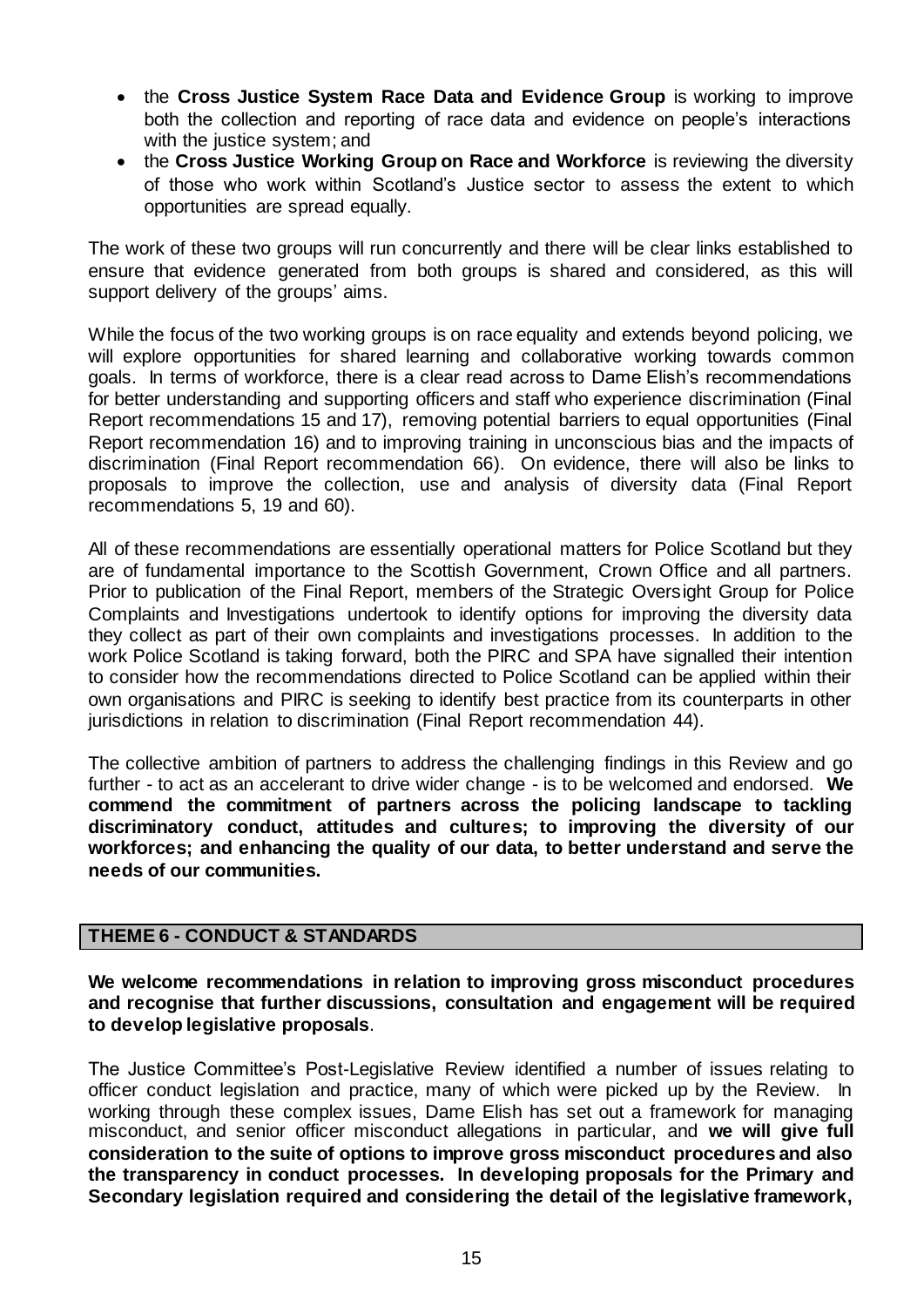- the **Cross Justice System Race Data and Evidence Group** is working to improve both the collection and reporting of race data and evidence on people's interactions with the justice system; and
- the **Cross Justice Working Group on Race and Workforce** is reviewing the diversity of those who work within Scotland's Justice sector to assess the extent to which opportunities are spread equally.

The work of these two groups will run concurrently and there will be clear links established to ensure that evidence generated from both groups is shared and considered, as this will support delivery of the groups' aims.

While the focus of the two working groups is on race equality and extends beyond policing, we will explore opportunities for shared learning and collaborative working towards common goals. In terms of workforce, there is a clear read across to Dame Elish's recommendations for better understanding and supporting officers and staff who experience discrimination (Final Report recommendations 15 and 17), removing potential barriers to equal opportunities (Final Report recommendation 16) and to improving training in unconscious bias and the impacts of discrimination (Final Report recommendation 66). On evidence, there will also be links to proposals to improve the collection, use and analysis of diversity data (Final Report recommendations 5, 19 and 60).

All of these recommendations are essentially operational matters for Police Scotland but they are of fundamental importance to the Scottish Government, Crown Office and all partners. Prior to publication of the Final Report, members of the Strategic Oversight Group for Police Complaints and Investigations undertook to identify options for improving the diversity data they collect as part of their own complaints and investigations processes. In addition to the work Police Scotland is taking forward, both the PIRC and SPA have signalled their intention to consider how the recommendations directed to Police Scotland can be applied within their own organisations and PIRC is seeking to identify best practice from its counterparts in other jurisdictions in relation to discrimination (Final Report recommendation 44).

The collective ambition of partners to address the challenging findings in this Review and go further - to act as an accelerant to drive wider change - is to be welcomed and endorsed. **We commend the commitment of partners across the policing landscape to tackling discriminatory conduct, attitudes and cultures; to improving the diversity of our workforces; and enhancing the quality of our data, to better understand and serve the needs of our communities.**

## THEME 6 - CONDUCT & STANDARDS

**We welcome recommendations in relation to improving gross misconduct procedures and recognise that further discussions, consultation and engagement will be required to develop legislative proposals**.

The Justice Committee's Post-Legislative Review identified a number of issues relating to officer conduct legislation and practice, many of which were picked up by the Review. In working through these complex issues, Dame Elish has set out a framework for managing misconduct, and senior officer misconduct allegations in particular, and **we will give full consideration to the suite of options to improve gross misconduct procedures and also the transparency in conduct processes. In developing proposals for the Primary and Secondary legislation required and considering the detail of the legislative framework,**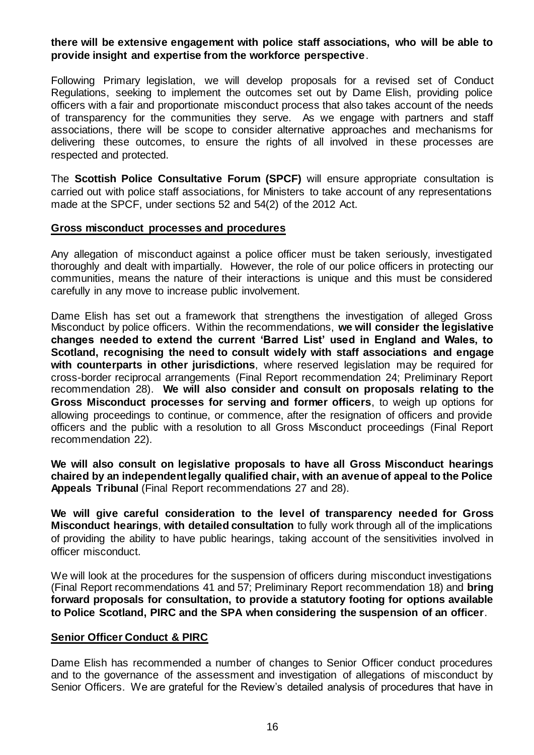**there will be extensive engagement with police staff associations, who will be able to provide insight and expertise from the workforce perspective**.

Following Primary legislation, we will develop proposals for a revised set of Conduct Regulations, seeking to implement the outcomes set out by Dame Elish, providing police officers with a fair and proportionate misconduct process that also takes account of the needs of transparency for the communities they serve. As we engage with partners and staff associations, there will be scope to consider alternative approaches and mechanisms for delivering these outcomes, to ensure the rights of all involved in these processes are respected and protected.

The **Scottish Police Consultative Forum (SPCF)** will ensure appropriate consultation is carried out with police staff associations, for Ministers to take account of any representations made at the SPCF, under sections 52 and 54(2) of the 2012 Act.

## Gross misconduct processes and procedures

Any allegation of misconduct against a police officer must be taken seriously, investigated thoroughly and dealt with impartially. However, the role of our police officers in protecting our communities, means the nature of their interactions is unique and this must be considered carefully in any move to increase public involvement.

Dame Elish has set out a framework that strengthens the investigation of alleged Gross Misconduct by police officers. Within the recommendations, **we will consider the legislative changes needed to extend the current 'Barred List' used in England and Wales, to Scotland, recognising the need to consult widely with staff associations and engage with counterparts in other jurisdictions**, where reserved legislation may be required for cross-border reciprocal arrangements (Final Report recommendation 24; Preliminary Report recommendation 28). **We will also consider and consult on proposals relating to the Gross Misconduct processes for serving and former officers**, to weigh up options for allowing proceedings to continue, or commence, after the resignation of officers and provide officers and the public with a resolution to all Gross Misconduct proceedings (Final Report recommendation 22).

**We will also consult on legislative proposals to have all Gross Misconduct hearings chaired by an independent legally qualified chair, with an avenue of appeal to the Police Appeals Tribunal** (Final Report recommendations 27 and 28).

**We will give careful consideration to the level of transparency needed for Gross Misconduct hearings**, **with detailed consultation** to fully work through all of the implications of providing the ability to have public hearings, taking account of the sensitivities involved in officer misconduct.

We will look at the procedures for the suspension of officers during misconduct investigations (Final Report recommendations 41 and 57; Preliminary Report recommendation 18) and **bring forward proposals for consultation, to provide a statutory footing for options available to Police Scotland, PIRC and the SPA when considering the suspension of an officer**.

## Senior Officer Conduct & PIRC

Dame Elish has recommended a number of changes to Senior Officer conduct procedures and to the governance of the assessment and investigation of allegations of misconduct by Senior Officers. We are grateful for the Review's detailed analysis of procedures that have in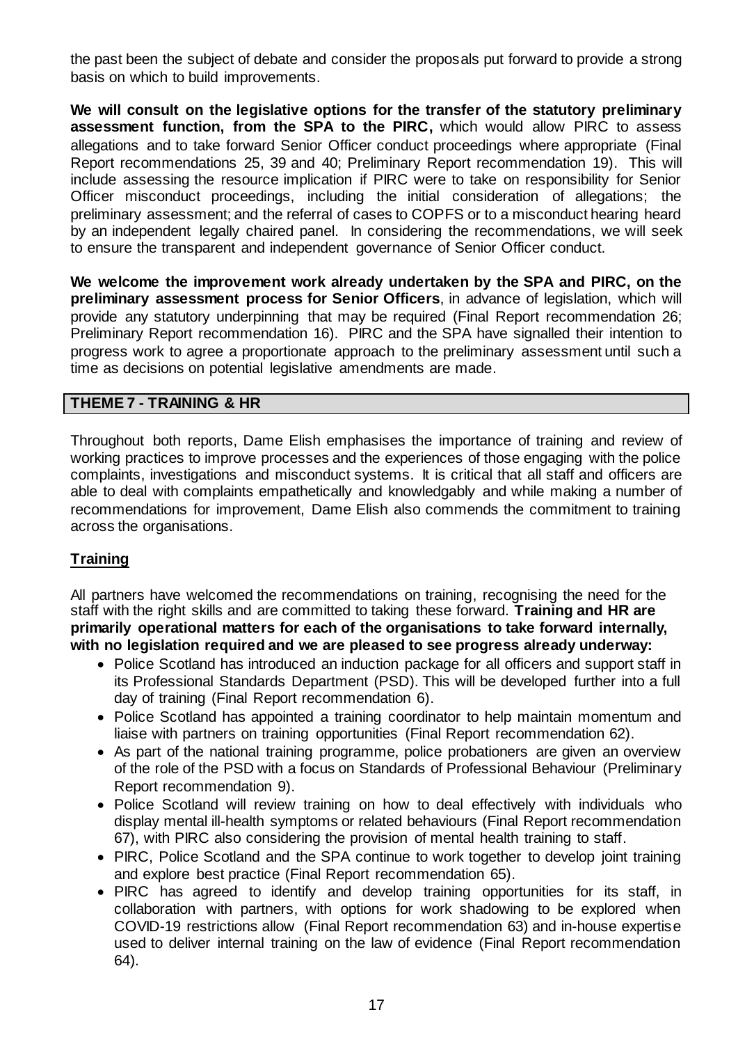the past been the subject of debate and consider the proposals put forward to provide a strong basis on which to build improvements.

**We will consult on the legislative options for the transfer of the statutory preliminary assessment function, from the SPA to the PIRC,** which would allow PIRC to assess allegations and to take forward Senior Officer conduct proceedings where appropriate (Final Report recommendations 25, 39 and 40; Preliminary Report recommendation 19). This will include assessing the resource implication if PIRC were to take on responsibility for Senior Officer misconduct proceedings, including the initial consideration of allegations; the preliminary assessment; and the referral of cases to COPFS or to a misconduct hearing heard by an independent legally chaired panel. In considering the recommendations, we will seek to ensure the transparent and independent governance of Senior Officer conduct.

**We welcome the improvement work already undertaken by the SPA and PIRC, on the preliminary assessment process for Senior Officers**, in advance of legislation, which will provide any statutory underpinning that may be required (Final Report recommendation 26; Preliminary Report recommendation 16). PIRC and the SPA have signalled their intention to progress work to agree a proportionate approach to the preliminary assessment until such a time as decisions on potential legislative amendments are made.

## THEME 7 - TRAINING & HR

Throughout both reports, Dame Elish emphasises the importance of training and review of working practices to improve processes and the experiences of those engaging with the police complaints, investigations and misconduct systems. It is critical that all staff and officers are able to deal with complaints empathetically and knowledgably and while making a number of recommendations for improvement, Dame Elish also commends the commitment to training across the organisations.

### Training

All partners have welcomed the recommendations on training, recognising the need for the staff with the right skills and are committed to taking these forward. **Training and HR are primarily operational matters for each of the organisations to take forward internally, with no legislation required and we are pleased to see progress already underway:**

- Police Scotland has introduced an induction package for all officers and support staff in its Professional Standards Department (PSD). This will be developed further into a full day of training (Final Report recommendation 6).
- Police Scotland has appointed a training coordinator to help maintain momentum and liaise with partners on training opportunities (Final Report recommendation 62).
- As part of the national training programme, police probationers are given an overview of the role of the PSD with a focus on Standards of Professional Behaviour (Preliminary Report recommendation 9).
- Police Scotland will review training on how to deal effectively with individuals who display mental ill-health symptoms or related behaviours (Final Report recommendation 67), with PIRC also considering the provision of mental health training to staff.
- PIRC, Police Scotland and the SPA continue to work together to develop joint training and explore best practice (Final Report recommendation 65).
- PIRC has agreed to identify and develop training opportunities for its staff, in collaboration with partners, with options for work shadowing to be explored when COVID-19 restrictions allow (Final Report recommendation 63) and in-house expertise used to deliver internal training on the law of evidence (Final Report recommendation 64).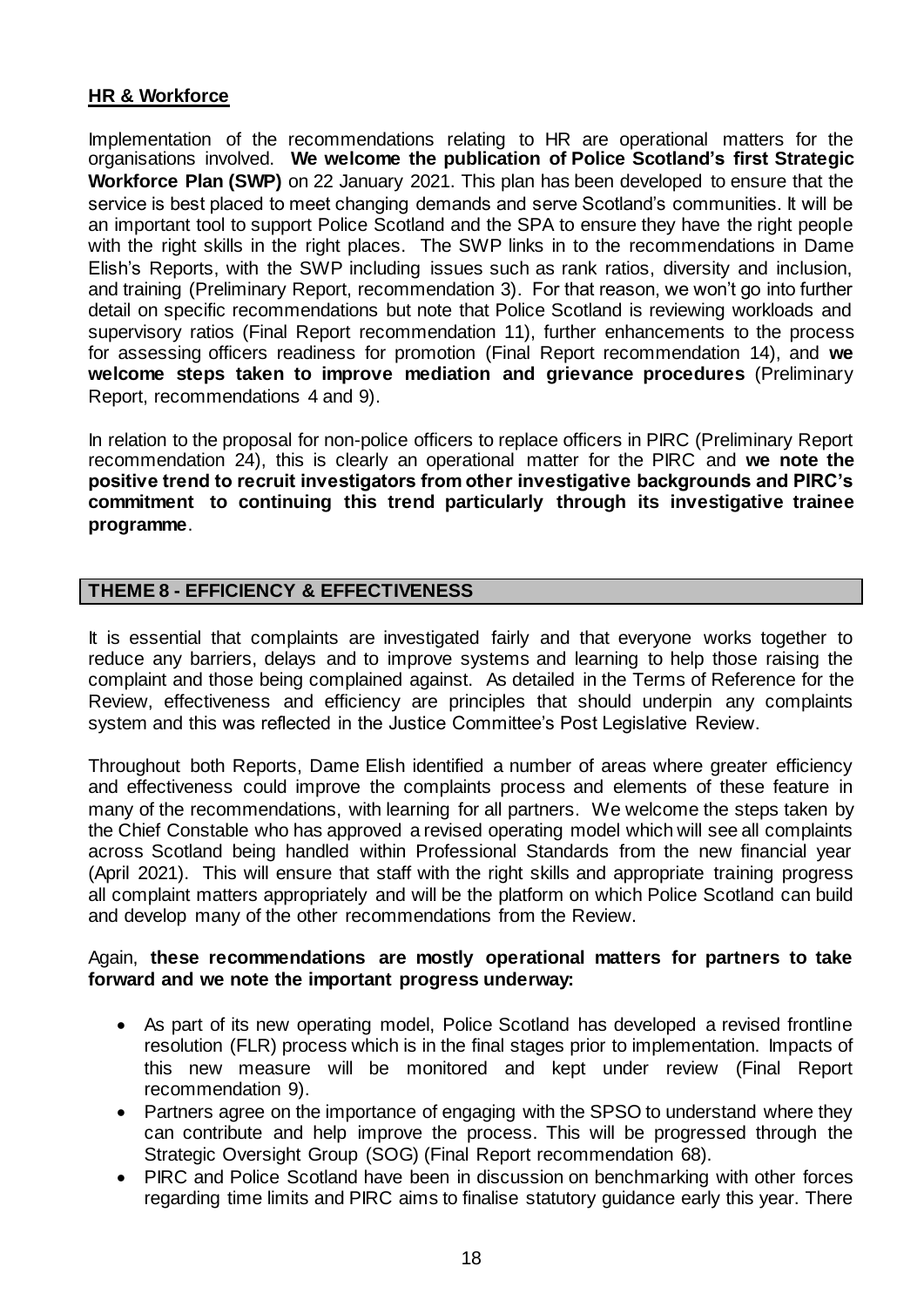**HR & Workforce**

Implementation of the recommendations relating to HR are operational matters for the organisations involved. **We welcome the publication of Police Scotland's first Strategic Workforce Plan (SWP)** on 22 January 2021. This plan has been developed to ensure that the service is best placed to meet changing demands and serve Scotland's communities. It will be an important tool to support Police Scotland and the SPA to ensure they have the right people with the right skills in the right places. The SWP links in to the recommendations in Dame Elish's Reports, with the SWP including issues such as rank ratios, diversity and inclusion, and training (Preliminary Report, recommendation 3). For that reason, we won't go into further detail on specific recommendations but note that Police Scotland is reviewing workloads and supervisory ratios (Final Report recommendation 11), further enhancements to the process for assessing officers readiness for promotion (Final Report recommendation 14), and **we welcome steps taken to improve mediation and grievance procedures** (Preliminary Report, recommendations 4 and 9).

In relation to the proposal for non-police officers to replace officers in PIRC (Preliminary Report recommendation 24), this is clearly an operational matter for the PIRC and **we note the positive trend to recruit investigators from other investigative backgrounds and PIRC's commitment to continuing this trend particularly through its investigative trainee programme**.

## THEME 8 - EFFICIENCY & EFFECTIVENESS

It is essential that complaints are investigated fairly and that everyone works together to reduce any barriers, delays and to improve systems and learning to help those raising the complaint and those being complained against. As detailed in the Terms of Reference for the Review, effectiveness and efficiency are principles that should underpin any complaints system and this was reflected in the Justice Committee's Post Legislative Review.

Throughout both Reports, Dame Elish identified a number of areas where greater efficiency and effectiveness could improve the complaints process and elements of these feature in many of the recommendations, with learning for all partners. We welcome the steps taken by the Chief Constable who has approved a revised operating model which will see all complaints across Scotland being handled within Professional Standards from the new financial year (April 2021). This will ensure that staff with the right skills and appropriate training progress all complaint matters appropriately and will be the platform on which Police Scotland can build and develop many of the other recommendations from the Review.

Again, **these recommendations are mostly operational matters for partners to take forward and we note the important progress underway:**

- As part of its new operating model, Police Scotland has developed a revised frontline resolution (FLR) process which is in the final stages prior to implementation. Impacts of this new measure will be monitored and kept under review (Final Report recommendation 9).
- Partners agree on the importance of engaging with the SPSO to understand where they can contribute and help improve the process. This will be progressed through the Strategic Oversight Group (SOG) (Final Report recommendation 68).
- PIRC and Police Scotland have been in discussion on benchmarking with other forces regarding time limits and PIRC aims to finalise statutory guidance early this year. There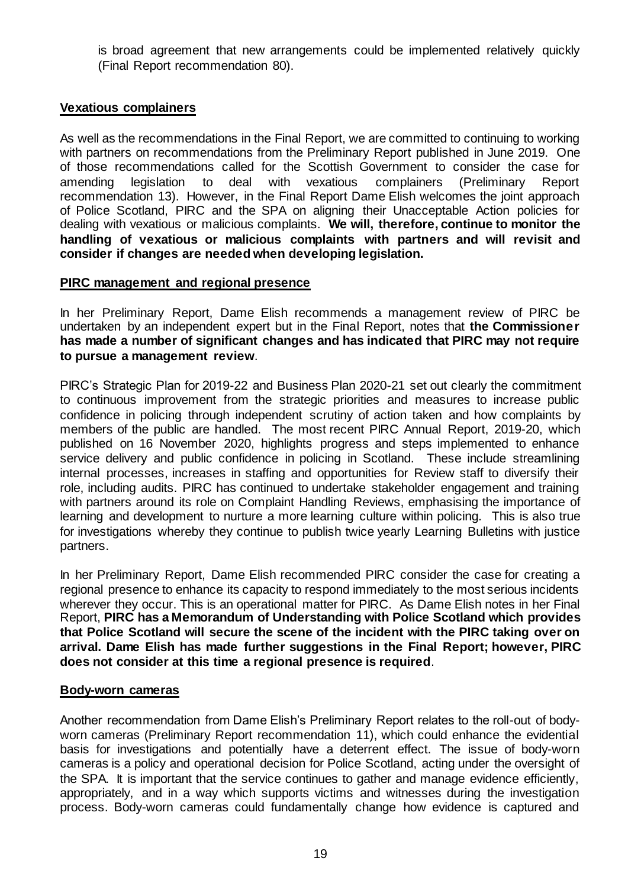is broad agreement that new arrangements could be implemented relatively quickly (Final Report recommendation 80).

**Vexatious complainers**

As well as the recommendations in the Final Report, we are committed to continuing to working with partners on recommendations from the Preliminary Report published in June 2019. One of those recommendations called for the Scottish Government to consider the case for amending legislation to deal with vexatious complainers (Preliminary Report recommendation 13). However, in the Final Report Dame Elish welcomes the joint approach of Police Scotland, PIRC and the SPA on aligning their Unacceptable Action policies for dealing with vexatious or malicious complaints. **We will, therefore, continue to monitor the handling of vexatious or malicious complaints with partners and will revisit and consider if changes are needed when developing legislation.**

**PIRC management and regional presence**

In her Preliminary Report, Dame Elish recommends a management review of PIRC be undertaken by an independent expert but in the Final Report, notes that **the Commissioner has made a number of significant changes and has indicated that PIRC may not require to pursue a management review**.

PIRC's Strategic Plan for 2019-22 and Business Plan 2020-21 set out clearly the commitment to continuous improvement from the strategic priorities and measures to increase public confidence in policing through independent scrutiny of action taken and how complaints by members of the public are handled. The most recent PIRC Annual Report, 2019-20, which published on 16 November 2020, highlights progress and steps implemented to enhance service delivery and public confidence in policing in Scotland. These include streamlining internal processes, increases in staffing and opportunities for Review staff to diversify their role, including audits. PIRC has continued to undertake stakeholder engagement and training with partners around its role on Complaint Handling Reviews, emphasising the importance of learning and development to nurture a more learning culture within policing. This is also true for investigations whereby they continue to publish twice yearly Learning Bulletins with justice partners.

In her Preliminary Report, Dame Elish recommended PIRC consider the case for creating a regional presence to enhance its capacity to respond immediately to the most serious incidents wherever they occur. This is an operational matter for PIRC. As Dame Elish notes in her Final Report, **PIRC has a Memorandum of Understanding with Police Scotland which provides that Police Scotland will secure the scene of the incident with the PIRC taking over on arrival. Dame Elish has made further suggestions in the Final Report; however, PIRC does not consider at this time a regional presence is required**.

**Body-worn cameras**

Another recommendation from Dame Elish's Preliminary Report relates to the roll-out of body-worn cameras (Preliminary Report recommendation 11), which could enhance the evidential basis for investigations and potentially have a deterrent effect. The issue of body-worn cameras is a policy and operational decision for Police Scotland, acting under the oversight of the SPA. It is important that the service continues to gather and manage evidence efficiently, appropriately, and in a way which supports victims and witnesses during the investigation process. Body-worn cameras could fundamentally change how evidence is captured and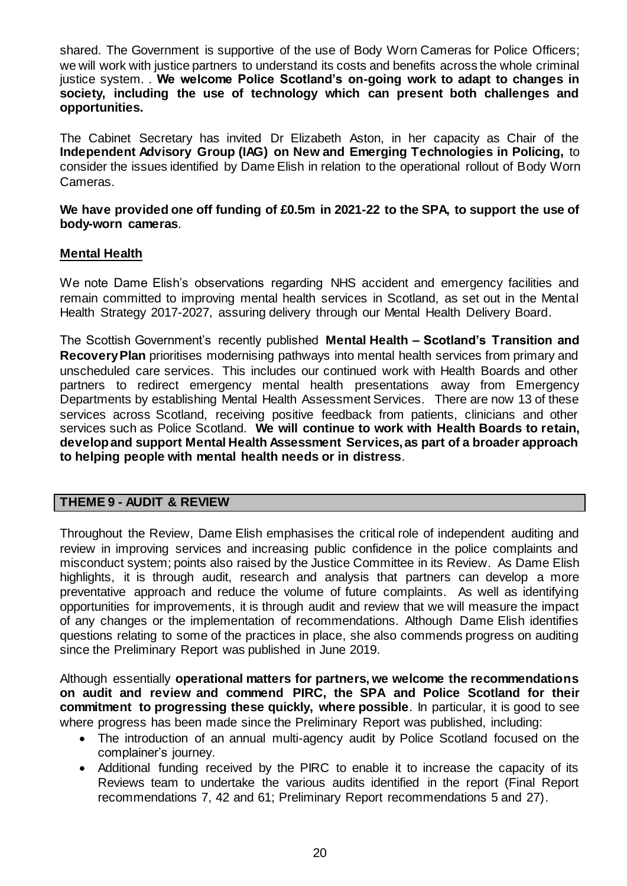shared. The Government is supportive of the use of Body Worn Cameras for Police Officers; we will work with justice partners to understand its costs and benefits across the whole criminal justice system. . **We welcome Police Scotland's on-going work to adapt to changes in society, including the use of technology which can present both challenges and opportunities.**

The Cabinet Secretary has invited Dr Elizabeth Aston, in her capacity as Chair of the **Independent Advisory Group (IAG) on New and Emerging Technologies in Policing,** to consider the issues identified by Dame Elish in relation to the operational rollout of Body Worn Cameras.

**We have provided one off funding of £0.5m in 2021-22 to the SPA, to support the use of body-worn cameras**.

**Mental Health**

We note Dame Elish's observations regarding NHS accident and emergency facilities and remain committed to improving mental health services in Scotland, as set out in the Mental Health Strategy 2017-2027, assuring delivery through our Mental Health Delivery Board.

The Scottish Government's recently published **Mental Health – Scotland's Transition and Recovery Plan** prioritises modernising pathways into mental health services from primary and unscheduled care services. This includes our continued work with Health Boards and other partners to redirect emergency mental health presentations away from Emergency Departments by establishing Mental Health Assessment Services. There are now 13 of these services across Scotland, receiving positive feedback from patients, clinicians and other services such as Police Scotland. **We will continue to work with Health Boards to retain, develop and support Mental Health Assessment Services, as part of a broader approach to helping people with mental health needs or in distress**.

## THEME 9 - AUDIT & REVIEW

Throughout the Review, Dame Elish emphasises the critical role of independent auditing and review in improving services and increasing public confidence in the police complaints and misconduct system; points also raised by the Justice Committee in its Review. As Dame Elish highlights, it is through audit, research and analysis that partners can develop a more preventative approach and reduce the volume of future complaints. As well as identifying opportunities for improvements, it is through audit and review that we will measure the impact of any changes or the implementation of recommendations. Although Dame Elish identifies questions relating to some of the practices in place, she also commends progress on auditing since the Preliminary Report was published in June 2019.

Although essentially **operational matters for partners, we welcome the recommendations on audit and review and commend PIRC, the SPA and Police Scotland for their commitment to progressing these quickly, where possible**. In particular, it is good to see where progress has been made since the Preliminary Report was published, including:

- The introduction of an annual multi-agency audit by Police Scotland focused on the complainer's journey.
- Additional funding received by the PIRC to enable it to increase the capacity of its Reviews team to undertake the various audits identified in the report (Final Report recommendations 7, 42 and 61; Preliminary Report recommendations 5 and 27).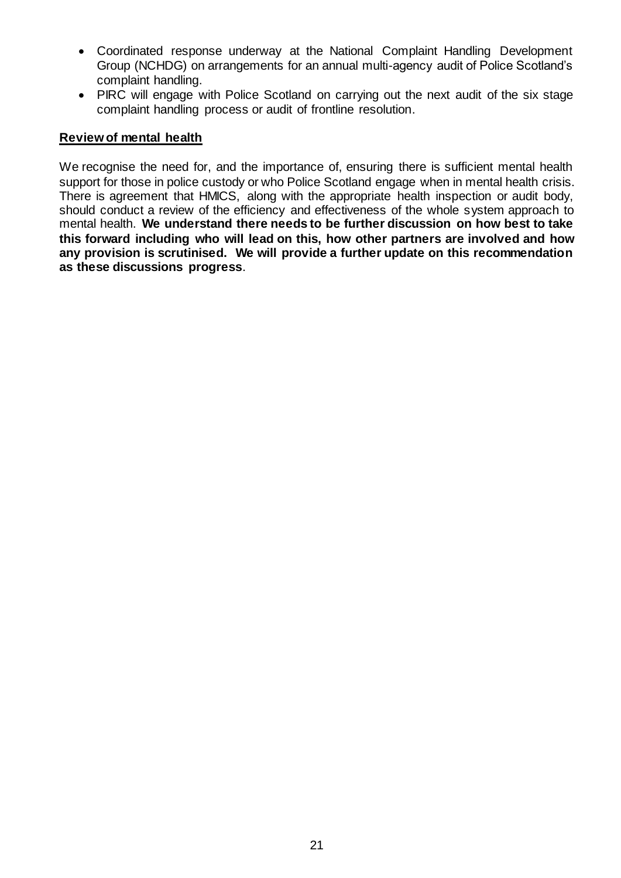- Coordinated response underway at the National Complaint Handling Development Group (NCHDG) on arrangements for an annual multi-agency audit of Police Scotland's complaint handling.
- PIRC will engage with Police Scotland on carrying out the next audit of the six stage complaint handling process or audit of frontline resolution.

**Review of mental health**

We recognise the need for, and the importance of, ensuring there is sufficient mental health support for those in police custody or who Police Scotland engage when in mental health crisis. There is agreement that HMICS, along with the appropriate health inspection or audit body, should conduct a review of the efficiency and effectiveness of the whole system approach to mental health. **We understand there needs to be further discussion on how best to take this forward including who will lead on this, how other partners are involved and how any provision is scrutinised. We will provide a further update on this recommendation as these discussions progress**.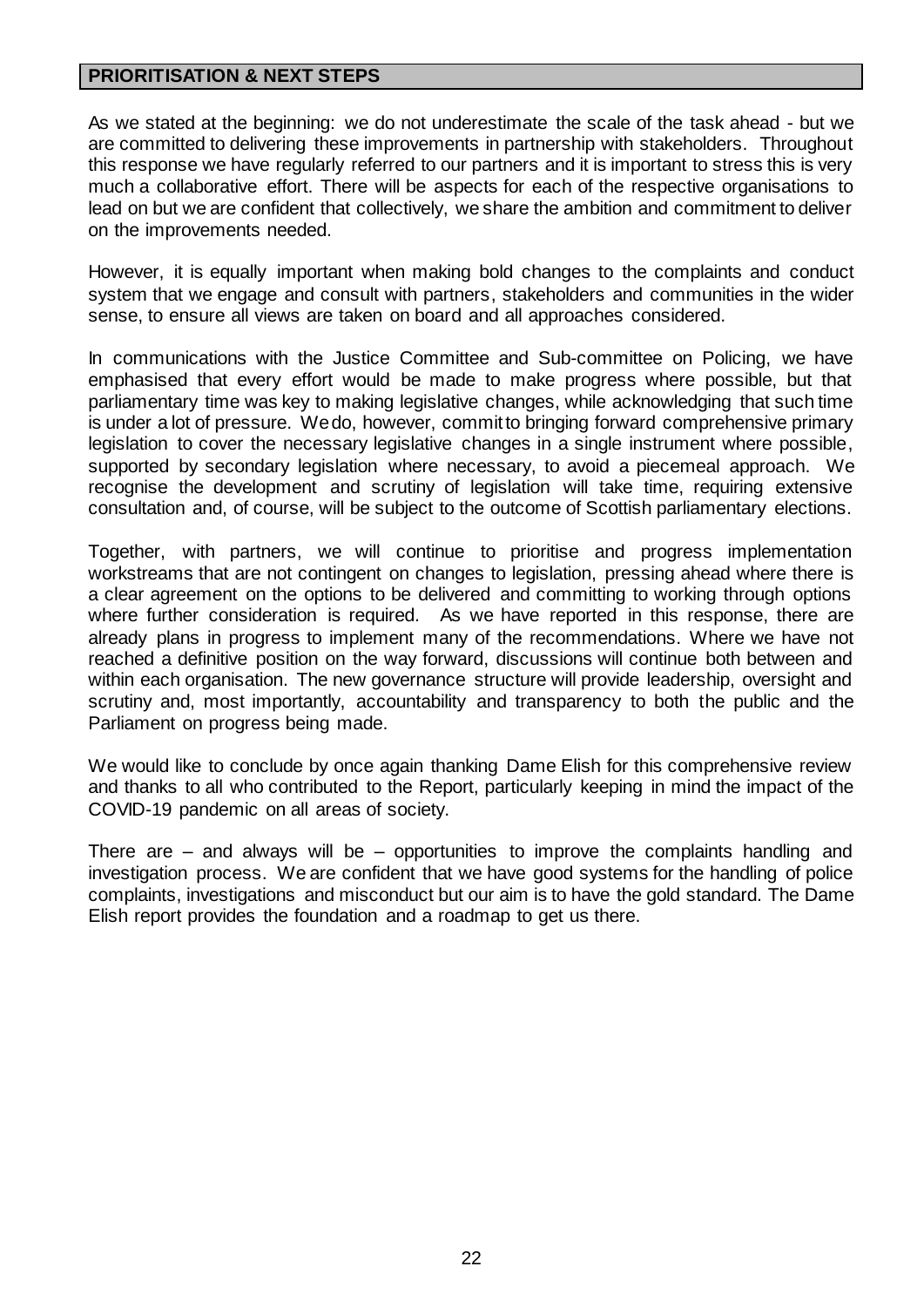## PRIORITISATION & NEXT STEPS

As we stated at the beginning: we do not underestimate the scale of the task ahead - but we are committed to delivering these improvements in partnership with stakeholders. Throughout this response we have regularly referred to our partners and it is important to stress this is very much a collaborative effort. There will be aspects for each of the respective organisations to lead on but we are confident that collectively, we share the ambition and commitment to deliver on the improvements needed.

However, it is equally important when making bold changes to the complaints and conduct system that we engage and consult with partners, stakeholders and communities in the wider sense, to ensure all views are taken on board and all approaches considered.

In communications with the Justice Committee and Sub-committee on Policing, we have emphasised that every effort would be made to make progress where possible, but that parliamentary time was key to making legislative changes, while acknowledging that such time is under a lot of pressure. We do, however, commit to bringing forward comprehensive primary legislation to cover the necessary legislative changes in a single instrument where possible, supported by secondary legislation where necessary, to avoid a piecemeal approach. We recognise the development and scrutiny of legislation will take time, requiring extensive consultation and, of course, will be subject to the outcome of Scottish parliamentary elections.

Together, with partners, we will continue to prioritise and progress implementation workstreams that are not contingent on changes to legislation, pressing ahead where there is a clear agreement on the options to be delivered and committing to working through options where further consideration is required. As we have reported in this response, there are already plans in progress to implement many of the recommendations. Where we have not reached a definitive position on the way forward, discussions will continue both between and within each organisation. The new governance structure will provide leadership, oversight and scrutiny and, most importantly, accountability and transparency to both the public and the Parliament on progress being made.

We would like to conclude by once again thanking Dame Elish for this comprehensive review and thanks to all who contributed to the Report, particularly keeping in mind the impact of the COVID-19 pandemic on all areas of society.

There are – and always will be – opportunities to improve the complaints handling and investigation process. We are confident that we have good systems for the handling of police complaints, investigations and misconduct but our aim is to have the gold standard. The Dame Elish report provides the foundation and a roadmap to get us there.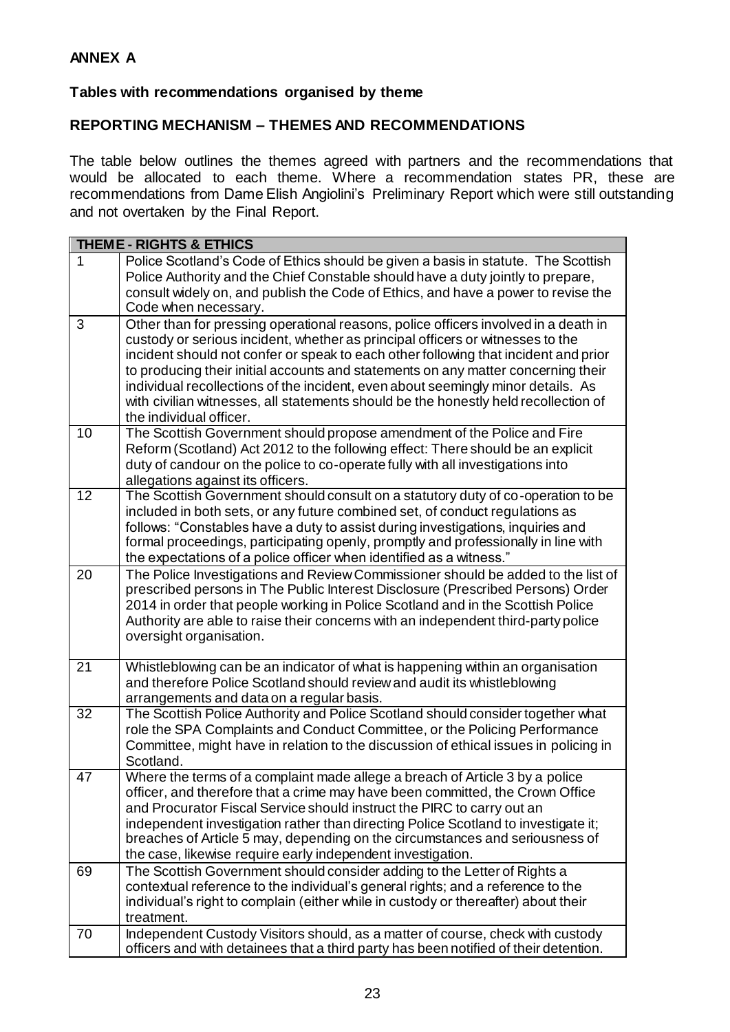**ANNEX A**

**Tables with recommendations organised by theme**

**REPORTING MECHANISM – THEMES AND RECOMMENDATIONS**

The table below outlines the themes agreed with partners and the recommendations that would be allocated to each theme. Where a recommendation states PR, these are recommendations from Dame Elish Angiolini's Preliminary Report which were still outstanding and not overtaken by the Final Report.

| **THEME - RIGHTS & ETHICS** | |
|---|---|
| 1 | Police Scotland's Code of Ethics should be given a basis in statute. The Scottish Police Authority and the Chief Constable should have a duty jointly to prepare, consult widely on, and publish the Code of Ethics, and have a power to revise the Code when necessary. |
| 3 | Other than for pressing operational reasons, police officers involved in a death in custody or serious incident, whether as principal officers or witnesses to the incident should not confer or speak to each other following that incident and prior to producing their initial accounts and statements on any matter concerning their individual recollections of the incident, even about seemingly minor details. As with civilian witnesses, all statements should be the honestly held recollection of the individual officer. |
| 10 | The Scottish Government should propose amendment of the Police and Fire Reform (Scotland) Act 2012 to the following effect: There should be an explicit duty of candour on the police to co-operate fully with all investigations into allegations against its officers. |
| 12 | The Scottish Government should consult on a statutory duty of co-operation to be included in both sets, or any future combined set, of conduct regulations as follows: "Constables have a duty to assist during investigations, inquiries and formal proceedings, participating openly, promptly and professionally in line with the expectations of a police officer when identified as a witness." |
| 20 | The Police Investigations and Review Commissioner should be added to the list of prescribed persons in The Public Interest Disclosure (Prescribed Persons) Order 2014 in order that people working in Police Scotland and in the Scottish Police Authority are able to raise their concerns with an independent third-party police oversight organisation. |
| 21 | Whistleblowing can be an indicator of what is happening within an organisation and therefore Police Scotland should review and audit its whistleblowing arrangements and data on a regular basis. |
| 32 | The Scottish Police Authority and Police Scotland should consider together what role the SPA Complaints and Conduct Committee, or the Policing Performance Committee, might have in relation to the discussion of ethical issues in policing in Scotland. |
| 47 | Where the terms of a complaint made allege a breach of Article 3 by a police officer, and therefore that a crime may have been committed, the Crown Office and Procurator Fiscal Service should instruct the PIRC to carry out an independent investigation rather than directing Police Scotland to investigate it; breaches of Article 5 may, depending on the circumstances and seriousness of the case, likewise require early independent investigation. |
| 69 | The Scottish Government should consider adding to the Letter of Rights a contextual reference to the individual's general rights; and a reference to the individual's right to complain (either while in custody or thereafter) about their treatment. |
| 70 | Independent Custody Visitors should, as a matter of course, check with custody officers and with detainees that a third party has been notified of their detention. |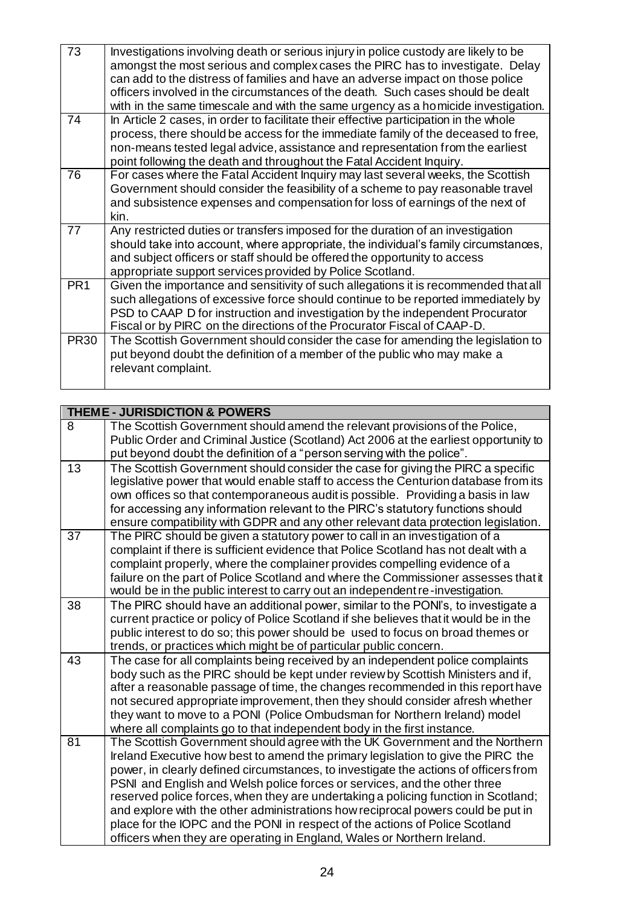| | |
|---|---|
| 73 | Investigations involving death or serious injury in police custody are likely to be amongst the most serious and complex cases the PIRC has to investigate. Delay can add to the distress of families and have an adverse impact on those police officers involved in the circumstances of the death. Such cases should be dealt with in the same timescale and with the same urgency as a homicide investigation. |
| 74 | In Article 2 cases, in order to facilitate their effective participation in the whole process, there should be access for the immediate family of the deceased to free, non-means tested legal advice, assistance and representation from the earliest point following the death and throughout the Fatal Accident Inquiry. |
| 76 | For cases where the Fatal Accident Inquiry may last several weeks, the Scottish Government should consider the feasibility of a scheme to pay reasonable travel and subsistence expenses and compensation for loss of earnings of the next of kin. |
| 77 | Any restricted duties or transfers imposed for the duration of an investigation should take into account, where appropriate, the individual's family circumstances, and subject officers or staff should be offered the opportunity to access appropriate support services provided by Police Scotland. |
| PR1 | Given the importance and sensitivity of such allegations it is recommended that all such allegations of excessive force should continue to be reported immediately by PSD to CAAP D for instruction and investigation by the independent Procurator Fiscal or by PIRC on the directions of the Procurator Fiscal of CAAP-D. |
| PR30 | The Scottish Government should consider the case for amending the legislation to put beyond doubt the definition of a member of the public who may make a relevant complaint. |

| THEME - JURISDICTION & POWERS | |
|---|---|
| 8 | The Scottish Government should amend the relevant provisions of the Police, Public Order and Criminal Justice (Scotland) Act 2006 at the earliest opportunity to put beyond doubt the definition of a "person serving with the police". |
| 13 | The Scottish Government should consider the case for giving the PIRC a specific legislative power that would enable staff to access the Centurion database from its own offices so that contemporaneous audit is possible. Providing a basis in law for accessing any information relevant to the PIRC's statutory functions should ensure compatibility with GDPR and any other relevant data protection legislation. |
| 37 | The PIRC should be given a statutory power to call in an investigation of a complaint if there is sufficient evidence that Police Scotland has not dealt with a complaint properly, where the complainer provides compelling evidence of a failure on the part of Police Scotland and where the Commissioner assesses that it would be in the public interest to carry out an independent re-investigation. |
| 38 | The PIRC should have an additional power, similar to the PONI's, to investigate a current practice or policy of Police Scotland if she believes that it would be in the public interest to do so; this power should be used to focus on broad themes or trends, or practices which might be of particular public concern. |
| 43 | The case for all complaints being received by an independent police complaints body such as the PIRC should be kept under review by Scottish Ministers and if, after a reasonable passage of time, the changes recommended in this report have not secured appropriate improvement, then they should consider afresh whether they want to move to a PONI (Police Ombudsman for Northern Ireland) model where all complaints go to that independent body in the first instance. |
| 81 | The Scottish Government should agree with the UK Government and the Northern Ireland Executive how best to amend the primary legislation to give the PIRC the power, in clearly defined circumstances, to investigate the actions of officers from PSNI and English and Welsh police forces or services, and the other three reserved police forces, when they are undertaking a policing function in Scotland; and explore with the other administrations how reciprocal powers could be put in place for the IOPC and the PONI in respect of the actions of Police Scotland officers when they are operating in England, Wales or Northern Ireland. |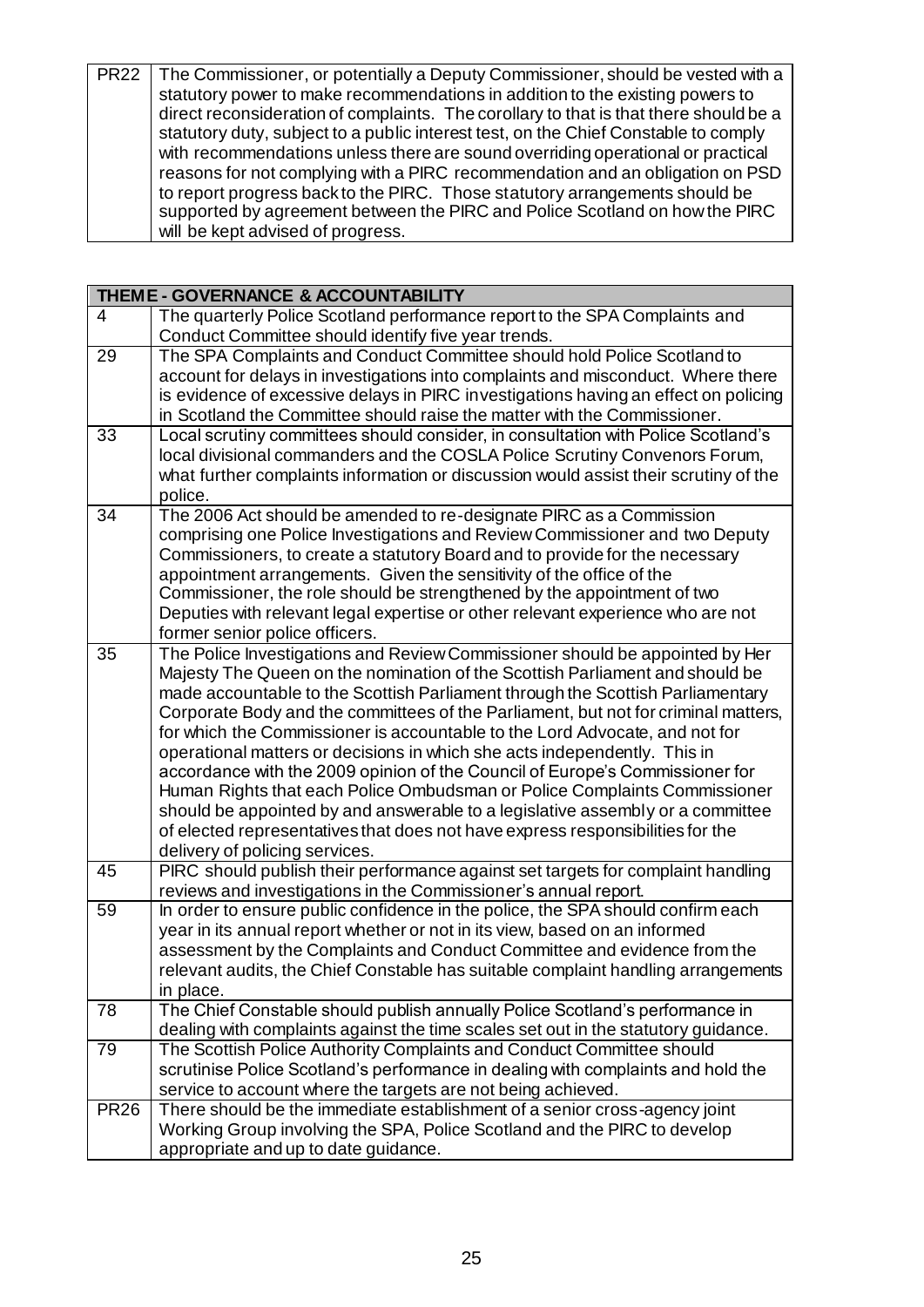| | |
|---|---|
| PR22 | The Commissioner, or potentially a Deputy Commissioner, should be vested with a statutory power to make recommendations in addition to the existing powers to direct reconsideration of complaints. The corollary to that is that there should be a statutory duty, subject to a public interest test, on the Chief Constable to comply with recommendations unless there are sound overriding operational or practical reasons for not complying with a PIRC recommendation and an obligation on PSD to report progress back to the PIRC. Those statutory arrangements should be supported by agreement between the PIRC and Police Scotland on how the PIRC will be kept advised of progress. |

| **THEME - GOVERNANCE & ACCOUNTABILITY** | |
|---|---|
| 4 | The quarterly Police Scotland performance report to the SPA Complaints and Conduct Committee should identify five year trends. |
| 29 | The SPA Complaints and Conduct Committee should hold Police Scotland to account for delays in investigations into complaints and misconduct. Where there is evidence of excessive delays in PIRC investigations having an effect on policing in Scotland the Committee should raise the matter with the Commissioner. |
| 33 | Local scrutiny committees should consider, in consultation with Police Scotland's local divisional commanders and the COSLA Police Scrutiny Convenors Forum, what further complaints information or discussion would assist their scrutiny of the police. |
| 34 | The 2006 Act should be amended to re-designate PIRC as a Commission comprising one Police Investigations and Review Commissioner and two Deputy Commissioners, to create a statutory Board and to provide for the necessary appointment arrangements. Given the sensitivity of the office of the Commissioner, the role should be strengthened by the appointment of two Deputies with relevant legal expertise or other relevant experience who are not former senior police officers. |
| 35 | The Police Investigations and Review Commissioner should be appointed by Her Majesty The Queen on the nomination of the Scottish Parliament and should be made accountable to the Scottish Parliament through the Scottish Parliamentary Corporate Body and the committees of the Parliament, but not for criminal matters, for which the Commissioner is accountable to the Lord Advocate, and not for operational matters or decisions in which she acts independently. This in accordance with the 2009 opinion of the Council of Europe's Commissioner for Human Rights that each Police Ombudsman or Police Complaints Commissioner should be appointed by and answerable to a legislative assembly or a committee of elected representatives that does not have express responsibilities for the delivery of policing services. |
| 45 | PIRC should publish their performance against set targets for complaint handling reviews and investigations in the Commissioner's annual report. |
| 59 | In order to ensure public confidence in the police, the SPA should confirm each year in its annual report whether or not in its view, based on an informed assessment by the Complaints and Conduct Committee and evidence from the relevant audits, the Chief Constable has suitable complaint handling arrangements in place. |
| 78 | The Chief Constable should publish annually Police Scotland's performance in dealing with complaints against the time scales set out in the statutory guidance. |
| 79 | The Scottish Police Authority Complaints and Conduct Committee should scrutinise Police Scotland's performance in dealing with complaints and hold the service to account where the targets are not being achieved. |
| PR26 | There should be the immediate establishment of a senior cross-agency joint Working Group involving the SPA, Police Scotland and the PIRC to develop appropriate and up to date guidance. |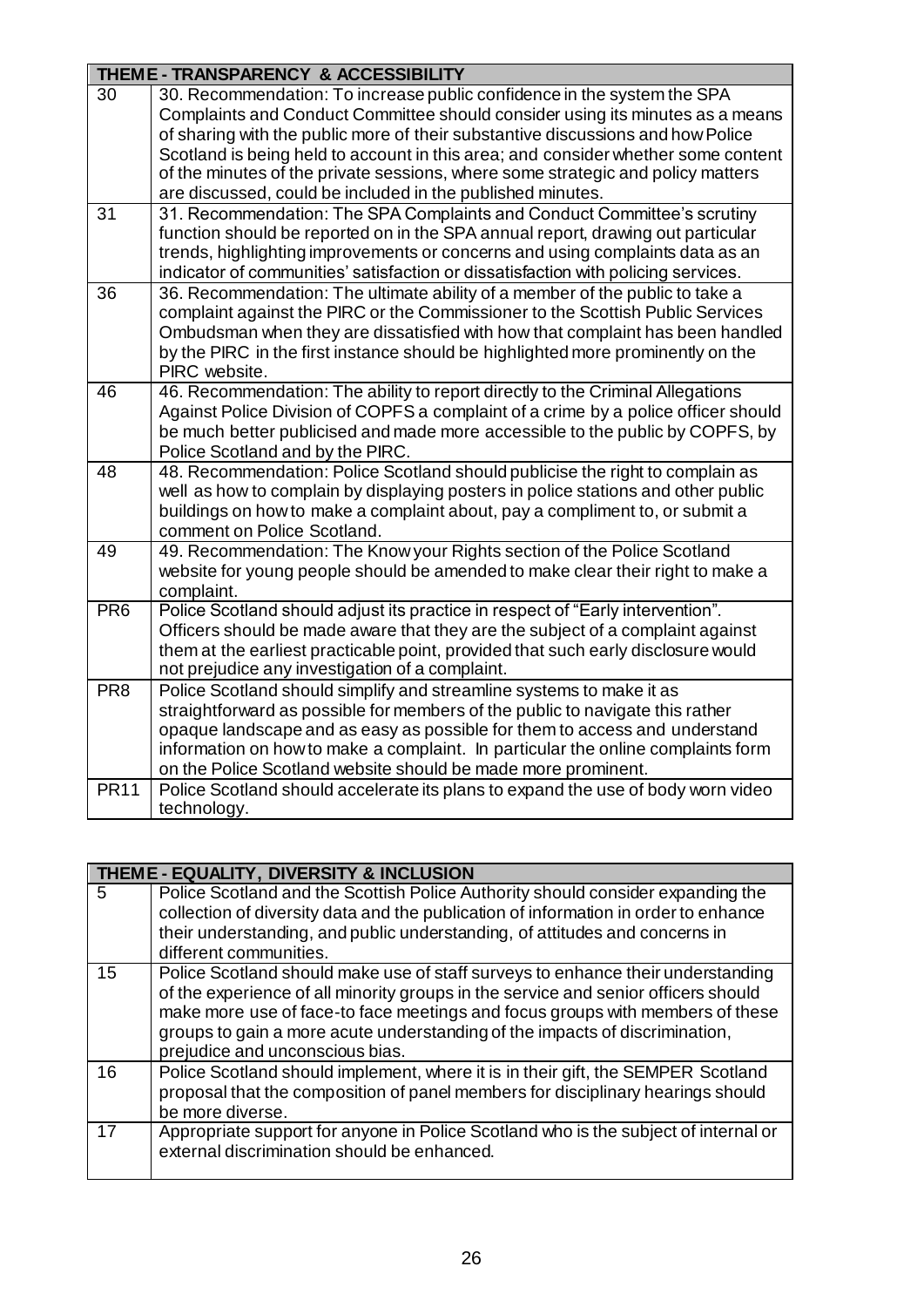| THEME - TRANSPARENCY & ACCESSIBILITY | |
|---|---|
| 30 | 30. Recommendation: To increase public confidence in the system the SPA Complaints and Conduct Committee should consider using its minutes as a means of sharing with the public more of their substantive discussions and how Police Scotland is being held to account in this area; and consider whether some content of the minutes of the private sessions, where some strategic and policy matters are discussed, could be included in the published minutes. |
| 31 | 31. Recommendation: The SPA Complaints and Conduct Committee's scrutiny function should be reported on in the SPA annual report, drawing out particular trends, highlighting improvements or concerns and using complaints data as an indicator of communities' satisfaction or dissatisfaction with policing services. |
| 36 | 36. Recommendation: The ultimate ability of a member of the public to take a complaint against the PIRC or the Commissioner to the Scottish Public Services Ombudsman when they are dissatisfied with how that complaint has been handled by the PIRC in the first instance should be highlighted more prominently on the PIRC website. |
| 46 | 46. Recommendation: The ability to report directly to the Criminal Allegations Against Police Division of COPFS a complaint of a crime by a police officer should be much better publicised and made more accessible to the public by COPFS, by Police Scotland and by the PIRC. |
| 48 | 48. Recommendation: Police Scotland should publicise the right to complain as well as how to complain by displaying posters in police stations and other public buildings on how to make a complaint about, pay a compliment to, or submit a comment on Police Scotland. |
| 49 | 49. Recommendation: The Know your Rights section of the Police Scotland website for young people should be amended to make clear their right to make a complaint. |
| PR6 | Police Scotland should adjust its practice in respect of "Early intervention". Officers should be made aware that they are the subject of a complaint against them at the earliest practicable point, provided that such early disclosure would not prejudice any investigation of a complaint. |
| PR8 | Police Scotland should simplify and streamline systems to make it as straightforward as possible for members of the public to navigate this rather opaque landscape and as easy as possible for them to access and understand information on how to make a complaint. In particular the online complaints form on the Police Scotland website should be made more prominent. |
| PR11 | Police Scotland should accelerate its plans to expand the use of body worn video technology. |

| THEME - EQUALITY, DIVERSITY & INCLUSION | |
|---|---|
| 5 | Police Scotland and the Scottish Police Authority should consider expanding the collection of diversity data and the publication of information in order to enhance their understanding, and public understanding, of attitudes and concerns in different communities. |
| 15 | Police Scotland should make use of staff surveys to enhance their understanding of the experience of all minority groups in the service and senior officers should make more use of face-to face meetings and focus groups with members of these groups to gain a more acute understanding of the impacts of discrimination, prejudice and unconscious bias. |
| 16 | Police Scotland should implement, where it is in their gift, the SEMPER Scotland proposal that the composition of panel members for disciplinary hearings should be more diverse. |
| 17 | Appropriate support for anyone in Police Scotland who is the subject of internal or external discrimination should be enhanced. |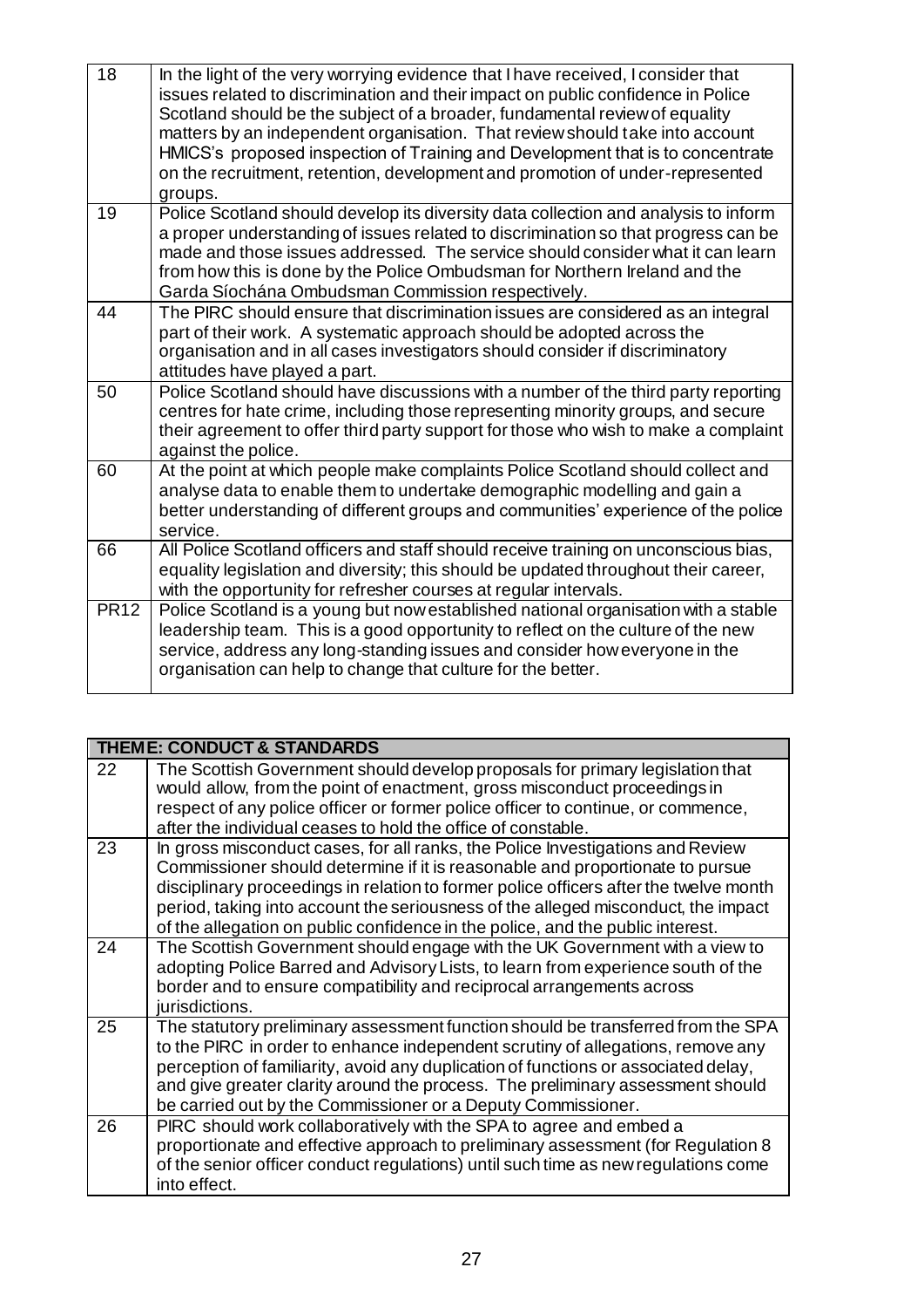| | |
|---|---|
| 18 | In the light of the very worrying evidence that I have received, I consider that issues related to discrimination and their impact on public confidence in Police Scotland should be the subject of a broader, fundamental review of equality matters by an independent organisation. That review should take into account HMICS's proposed inspection of Training and Development that is to concentrate on the recruitment, retention, development and promotion of under-represented groups. |
| 19 | Police Scotland should develop its diversity data collection and analysis to inform a proper understanding of issues related to discrimination so that progress can be made and those issues addressed. The service should consider what it can learn from how this is done by the Police Ombudsman for Northern Ireland and the Garda Síochána Ombudsman Commission respectively. |
| 44 | The PIRC should ensure that discrimination issues are considered as an integral part of their work. A systematic approach should be adopted across the organisation and in all cases investigators should consider if discriminatory attitudes have played a part. |
| 50 | Police Scotland should have discussions with a number of the third party reporting centres for hate crime, including those representing minority groups, and secure their agreement to offer third party support for those who wish to make a complaint against the police. |
| 60 | At the point at which people make complaints Police Scotland should collect and analyse data to enable them to undertake demographic modelling and gain a better understanding of different groups and communities' experience of the police service. |
| 66 | All Police Scotland officers and staff should receive training on unconscious bias, equality legislation and diversity; this should be updated throughout their career, with the opportunity for refresher courses at regular intervals. |
| PR12 | Police Scotland is a young but now established national organisation with a stable leadership team. This is a good opportunity to reflect on the culture of the new service, address any long-standing issues and consider how everyone in the organisation can help to change that culture for the better. |

| **THEME: CONDUCT & STANDARDS** | |
|---|---|
| 22 | The Scottish Government should develop proposals for primary legislation that would allow, from the point of enactment, gross misconduct proceedings in respect of any police officer or former police officer to continue, or commence, after the individual ceases to hold the office of constable. |
| 23 | In gross misconduct cases, for all ranks, the Police Investigations and Review Commissioner should determine if it is reasonable and proportionate to pursue disciplinary proceedings in relation to former police officers after the twelve month period, taking into account the seriousness of the alleged misconduct, the impact of the allegation on public confidence in the police, and the public interest. |
| 24 | The Scottish Government should engage with the UK Government with a view to adopting Police Barred and Advisory Lists, to learn from experience south of the border and to ensure compatibility and reciprocal arrangements across jurisdictions. |
| 25 | The statutory preliminary assessment function should be transferred from the SPA to the PIRC in order to enhance independent scrutiny of allegations, remove any perception of familiarity, avoid any duplication of functions or associated delay, and give greater clarity around the process. The preliminary assessment should be carried out by the Commissioner or a Deputy Commissioner. |
| 26 | PIRC should work collaboratively with the SPA to agree and embed a proportionate and effective approach to preliminary assessment (for Regulation 8 of the senior officer conduct regulations) until such time as new regulations come into effect. |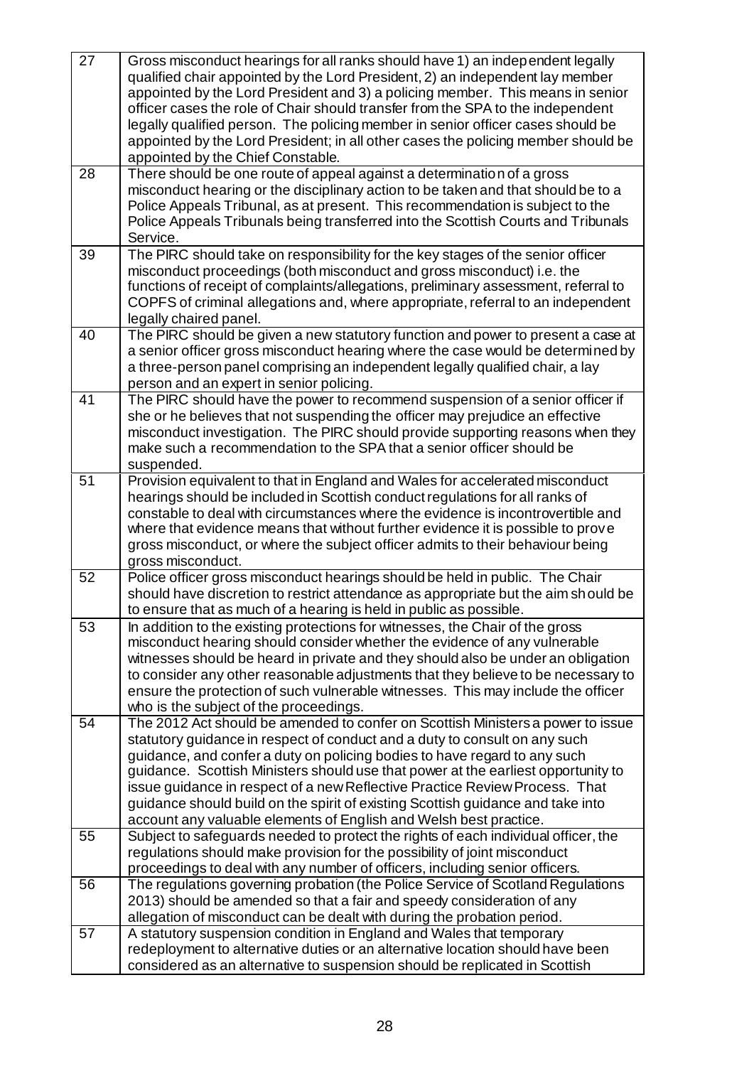| | |
|---|---|
| 27 | Gross misconduct hearings for all ranks should have 1) an independent legally qualified chair appointed by the Lord President, 2) an independent lay member appointed by the Lord President and 3) a policing member. This means in senior officer cases the role of Chair should transfer from the SPA to the independent legally qualified person. The policing member in senior officer cases should be appointed by the Lord President; in all other cases the policing member should be appointed by the Chief Constable. |
| 28 | There should be one route of appeal against a determination of a gross misconduct hearing or the disciplinary action to be taken and that should be to a Police Appeals Tribunal, as at present. This recommendation is subject to the Police Appeals Tribunals being transferred into the Scottish Courts and Tribunals Service. |
| 39 | The PIRC should take on responsibility for the key stages of the senior officer misconduct proceedings (both misconduct and gross misconduct) i.e. the functions of receipt of complaints/allegations, preliminary assessment, referral to COPFS of criminal allegations and, where appropriate, referral to an independent legally chaired panel. |
| 40 | The PIRC should be given a new statutory function and power to present a case at a senior officer gross misconduct hearing where the case would be determined by a three-person panel comprising an independent legally qualified chair, a lay person and an expert in senior policing. |
| 41 | The PIRC should have the power to recommend suspension of a senior officer if she or he believes that not suspending the officer may prejudice an effective misconduct investigation. The PIRC should provide supporting reasons when they make such a recommendation to the SPA that a senior officer should be suspended. |
| 51 | Provision equivalent to that in England and Wales for accelerated misconduct hearings should be included in Scottish conduct regulations for all ranks of constable to deal with circumstances where the evidence is incontrovertible and where that evidence means that without further evidence it is possible to prove gross misconduct, or where the subject officer admits to their behaviour being gross misconduct. |
| 52 | Police officer gross misconduct hearings should be held in public. The Chair should have discretion to restrict attendance as appropriate but the aim should be to ensure that as much of a hearing is held in public as possible. |
| 53 | In addition to the existing protections for witnesses, the Chair of the gross misconduct hearing should consider whether the evidence of any vulnerable witnesses should be heard in private and they should also be under an obligation to consider any other reasonable adjustments that they believe to be necessary to ensure the protection of such vulnerable witnesses. This may include the officer who is the subject of the proceedings. |
| 54 | The 2012 Act should be amended to confer on Scottish Ministers a power to issue statutory guidance in respect of conduct and a duty to consult on any such guidance, and confer a duty on policing bodies to have regard to any such guidance. Scottish Ministers should use that power at the earliest opportunity to issue guidance in respect of a new Reflective Practice Review Process. That guidance should build on the spirit of existing Scottish guidance and take into account any valuable elements of English and Welsh best practice. |
| 55 | Subject to safeguards needed to protect the rights of each individual officer, the regulations should make provision for the possibility of joint misconduct proceedings to deal with any number of officers, including senior officers. |
| 56 | The regulations governing probation (the Police Service of Scotland Regulations 2013) should be amended so that a fair and speedy consideration of any allegation of misconduct can be dealt with during the probation period. |
| 57 | A statutory suspension condition in England and Wales that temporary redeployment to alternative duties or an alternative location should have been considered as an alternative to suspension should be replicated in Scottish |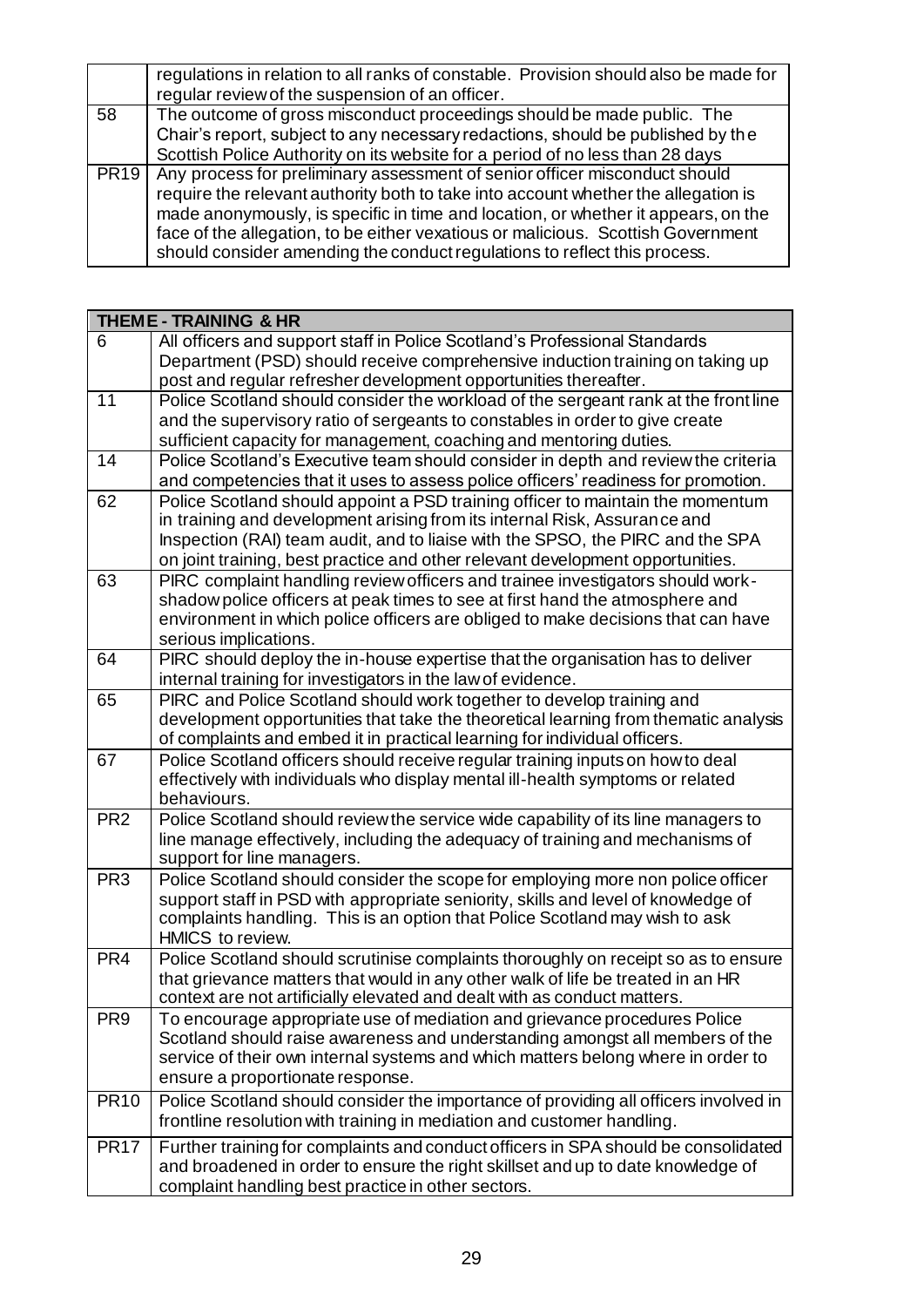| | |
|---|---|
| | regulations in relation to all ranks of constable. Provision should also be made for regular review of the suspension of an officer. |
| 58 | The outcome of gross misconduct proceedings should be made public. The Chair's report, subject to any necessary redactions, should be published by the Scottish Police Authority on its website for a period of no less than 28 days |
| PR19 | Any process for preliminary assessment of senior officer misconduct should require the relevant authority both to take into account whether the allegation is made anonymously, is specific in time and location, or whether it appears, on the face of the allegation, to be either vexatious or malicious. Scottish Government should consider amending the conduct regulations to reflect this process. |

| **THEME - TRAINING & HR** | |
|---|---|
| 6 | All officers and support staff in Police Scotland's Professional Standards Department (PSD) should receive comprehensive induction training on taking up post and regular refresher development opportunities thereafter. |
| 11 | Police Scotland should consider the workload of the sergeant rank at the front line and the supervisory ratio of sergeants to constables in order to give create sufficient capacity for management, coaching and mentoring duties. |
| 14 | Police Scotland's Executive team should consider in depth and review the criteria and competencies that it uses to assess police officers' readiness for promotion. |
| 62 | Police Scotland should appoint a PSD training officer to maintain the momentum in training and development arising from its internal Risk, Assurance and Inspection (RAI) team audit, and to liaise with the SPSO, the PIRC and the SPA on joint training, best practice and other relevant development opportunities. |
| 63 | PIRC complaint handling review officers and trainee investigators should work-shadow police officers at peak times to see at first hand the atmosphere and environment in which police officers are obliged to make decisions that can have serious implications. |
| 64 | PIRC should deploy the in-house expertise that the organisation has to deliver internal training for investigators in the law of evidence. |
| 65 | PIRC and Police Scotland should work together to develop training and development opportunities that take the theoretical learning from thematic analysis of complaints and embed it in practical learning for individual officers. |
| 67 | Police Scotland officers should receive regular training inputs on how to deal effectively with individuals who display mental ill-health symptoms or related behaviours. |
| PR2 | Police Scotland should review the service wide capability of its line managers to line manage effectively, including the adequacy of training and mechanisms of support for line managers. |
| PR3 | Police Scotland should consider the scope for employing more non police officer support staff in PSD with appropriate seniority, skills and level of knowledge of complaints handling. This is an option that Police Scotland may wish to ask HMICS to review. |
| PR4 | Police Scotland should scrutinise complaints thoroughly on receipt so as to ensure that grievance matters that would in any other walk of life be treated in an HR context are not artificially elevated and dealt with as conduct matters. |
| PR9 | To encourage appropriate use of mediation and grievance procedures Police Scotland should raise awareness and understanding amongst all members of the service of their own internal systems and which matters belong where in order to ensure a proportionate response. |
| PR10 | Police Scotland should consider the importance of providing all officers involved in frontline resolution with training in mediation and customer handling. |
| PR17 | Further training for complaints and conduct officers in SPA should be consolidated and broadened in order to ensure the right skillset and up to date knowledge of complaint handling best practice in other sectors. |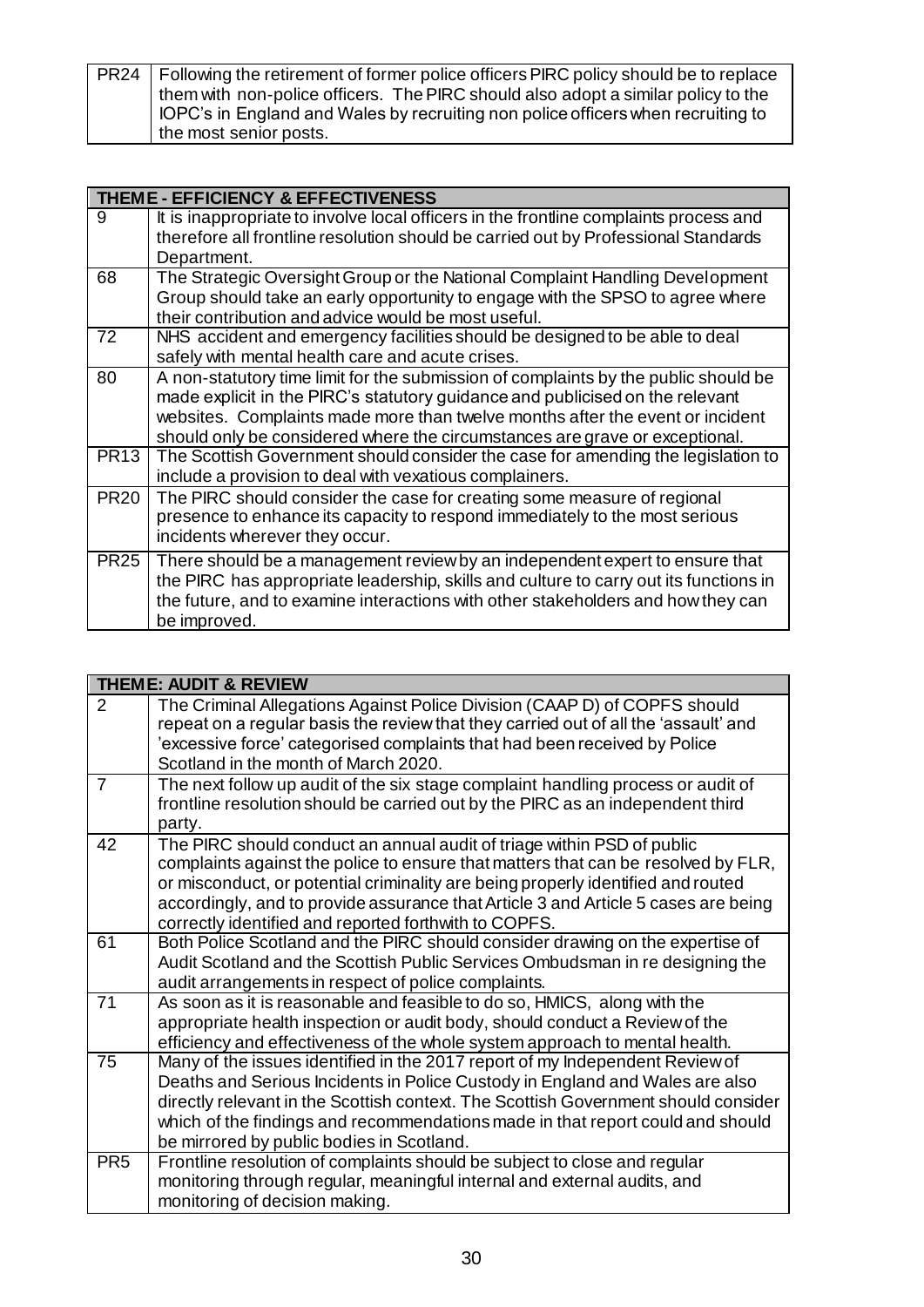| | |
|---|---|
| PR24 | Following the retirement of former police officers PIRC policy should be to replace them with non-police officers. The PIRC should also adopt a similar policy to the IOPC's in England and Wales by recruiting non police officers when recruiting to the most senior posts. |

| **THEME - EFFICIENCY & EFFECTIVENESS** | |
|---|---|
| 9 | It is inappropriate to involve local officers in the frontline complaints process and therefore all frontline resolution should be carried out by Professional Standards Department. |
| 68 | The Strategic Oversight Group or the National Complaint Handling Development Group should take an early opportunity to engage with the SPSO to agree where their contribution and advice would be most useful. |
| 72 | NHS accident and emergency facilities should be designed to be able to deal safely with mental health care and acute crises. |
| 80 | A non-statutory time limit for the submission of complaints by the public should be made explicit in the PIRC's statutory guidance and publicised on the relevant websites. Complaints made more than twelve months after the event or incident should only be considered where the circumstances are grave or exceptional. |
| PR13 | The Scottish Government should consider the case for amending the legislation to include a provision to deal with vexatious complainers. |
| PR20 | The PIRC should consider the case for creating some measure of regional presence to enhance its capacity to respond immediately to the most serious incidents wherever they occur. |
| PR25 | There should be a management review by an independent expert to ensure that the PIRC has appropriate leadership, skills and culture to carry out its functions in the future, and to examine interactions with other stakeholders and how they can be improved. |

| **THEME: AUDIT & REVIEW** | |
|---|---|
| 2 | The Criminal Allegations Against Police Division (CAAP D) of COPFS should repeat on a regular basis the review that they carried out of all the 'assault' and 'excessive force' categorised complaints that had been received by Police Scotland in the month of March 2020. |
| 7 | The next follow up audit of the six stage complaint handling process or audit of frontline resolution should be carried out by the PIRC as an independent third party. |
| 42 | The PIRC should conduct an annual audit of triage within PSD of public complaints against the police to ensure that matters that can be resolved by FLR, or misconduct, or potential criminality are being properly identified and routed accordingly, and to provide assurance that Article 3 and Article 5 cases are being correctly identified and reported forthwith to COPFS. |
| 61 | Both Police Scotland and the PIRC should consider drawing on the expertise of Audit Scotland and the Scottish Public Services Ombudsman in re designing the audit arrangements in respect of police complaints. |
| 71 | As soon as it is reasonable and feasible to do so, HMICS, along with the appropriate health inspection or audit body, should conduct a Review of the efficiency and effectiveness of the whole system approach to mental health. |
| 75 | Many of the issues identified in the 2017 report of my Independent Review of Deaths and Serious Incidents in Police Custody in England and Wales are also directly relevant in the Scottish context. The Scottish Government should consider which of the findings and recommendations made in that report could and should be mirrored by public bodies in Scotland. |
| PR5 | Frontline resolution of complaints should be subject to close and regular monitoring through regular, meaningful internal and external audits, and monitoring of decision making. |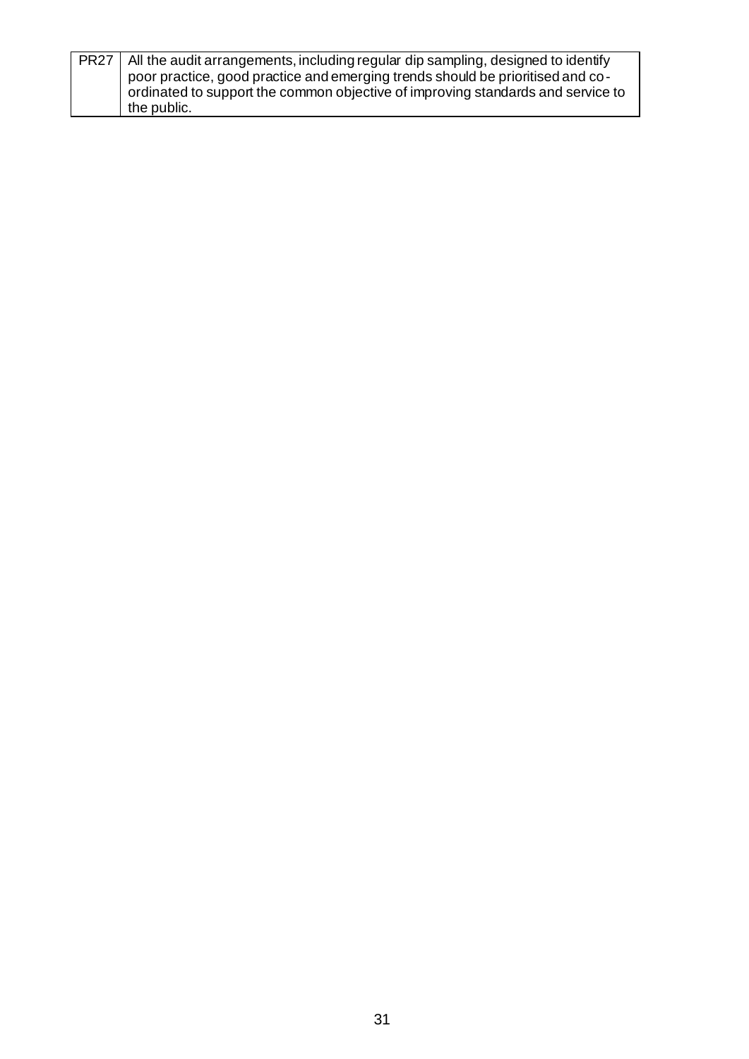| | |
|---|---|
| PR27 | All the audit arrangements, including regular dip sampling, designed to identify poor practice, good practice and emerging trends should be prioritised and co-ordinated to support the common objective of improving standards and service to the public. |